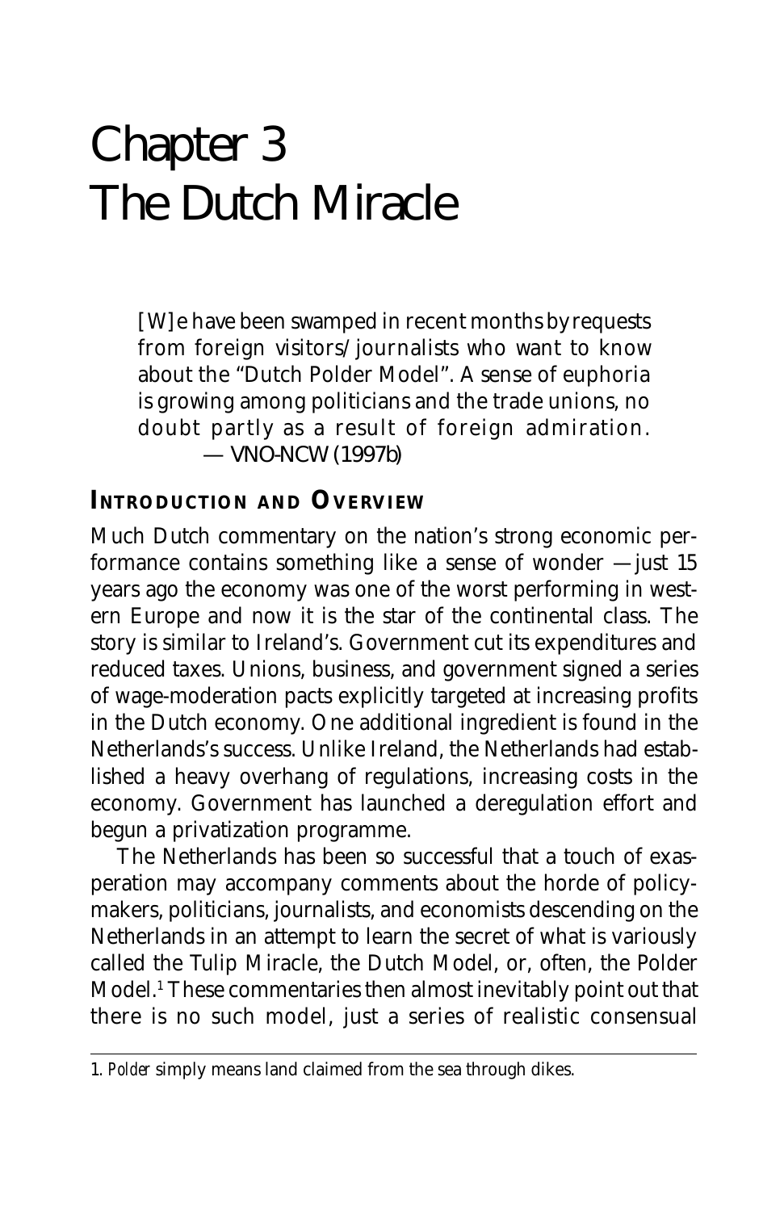# Chapter 3
# The Dutch Miracle

> [W]e have been swamped in recent months by requests from foreign visitors/journalists who want to know about the "Dutch Polder Model". A sense of euphoria is growing among politicians and the trade unions, no doubt partly as a result of foreign admiration.
> — VNO-NCW (1997b)

## Introduction and Overview

Much Dutch commentary on the nation's strong economic performance contains something like a sense of wonder — just 15 years ago the economy was one of the worst performing in western Europe and now it is the star of the continental class. The story is similar to Ireland's. Government cut its expenditures and reduced taxes. Unions, business, and government signed a series of wage-moderation pacts explicitly targeted at increasing profits in the Dutch economy. One additional ingredient is found in the Netherlands's success. Unlike Ireland, the Netherlands had established a heavy overhang of regulations, increasing costs in the economy. Government has launched a deregulation effort and begun a privatization programme.

The Netherlands has been so successful that a touch of exasperation may accompany comments about the horde of policymakers, politicians, journalists, and economists descending on the Netherlands in an attempt to learn the secret of what is variously called the Tulip Miracle, the Dutch Model, or, often, the Polder Model.[1] These commentaries then almost inevitably point out that there is no such model, just a series of realistic consensual

---

1. *Polder* simply means land claimed from the sea through dikes.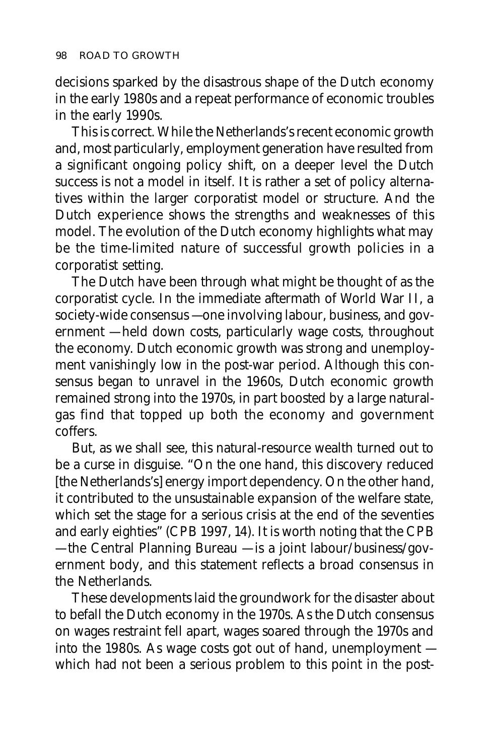decisions sparked by the disastrous shape of the Dutch economy in the early 1980s and a repeat performance of economic troubles in the early 1990s.

This is correct. While the Netherlands's recent economic growth and, most particularly, employment generation have resulted from a significant ongoing policy shift, on a deeper level the Dutch success is not a model in itself. It is rather a set of policy alternatives within the larger corporatist model or structure. And the Dutch experience shows the strengths and weaknesses of this model. The evolution of the Dutch economy highlights what may be the time-limited nature of successful growth policies in a corporatist setting.

The Dutch have been through what might be thought of as the corporatist cycle. In the immediate aftermath of World War II, a society-wide consensus — one involving labour, business, and government — held down costs, particularly wage costs, throughout the economy. Dutch economic growth was strong and unemployment vanishingly low in the post-war period. Although this consensus began to unravel in the 1960s, Dutch economic growth remained strong into the 1970s, in part boosted by a large natural-gas find that topped up both the economy and government coffers.

But, as we shall see, this natural-resource wealth turned out to be a curse in disguise. "On the one hand, this discovery reduced [the Netherlands's] energy import dependency. On the other hand, it contributed to the unsustainable expansion of the welfare state, which set the stage for a serious crisis at the end of the seventies and early eighties" (CPB 1997, 14). It is worth noting that the CPB — the Central Planning Bureau — is a joint labour/business/government body, and this statement reflects a broad consensus in the Netherlands.

These developments laid the groundwork for the disaster about to befall the Dutch economy in the 1970s. As the Dutch consensus on wages restraint fell apart, wages soared through the 1970s and into the 1980s. As wage costs got out of hand, unemployment — which had not been a serious problem to this point in the post-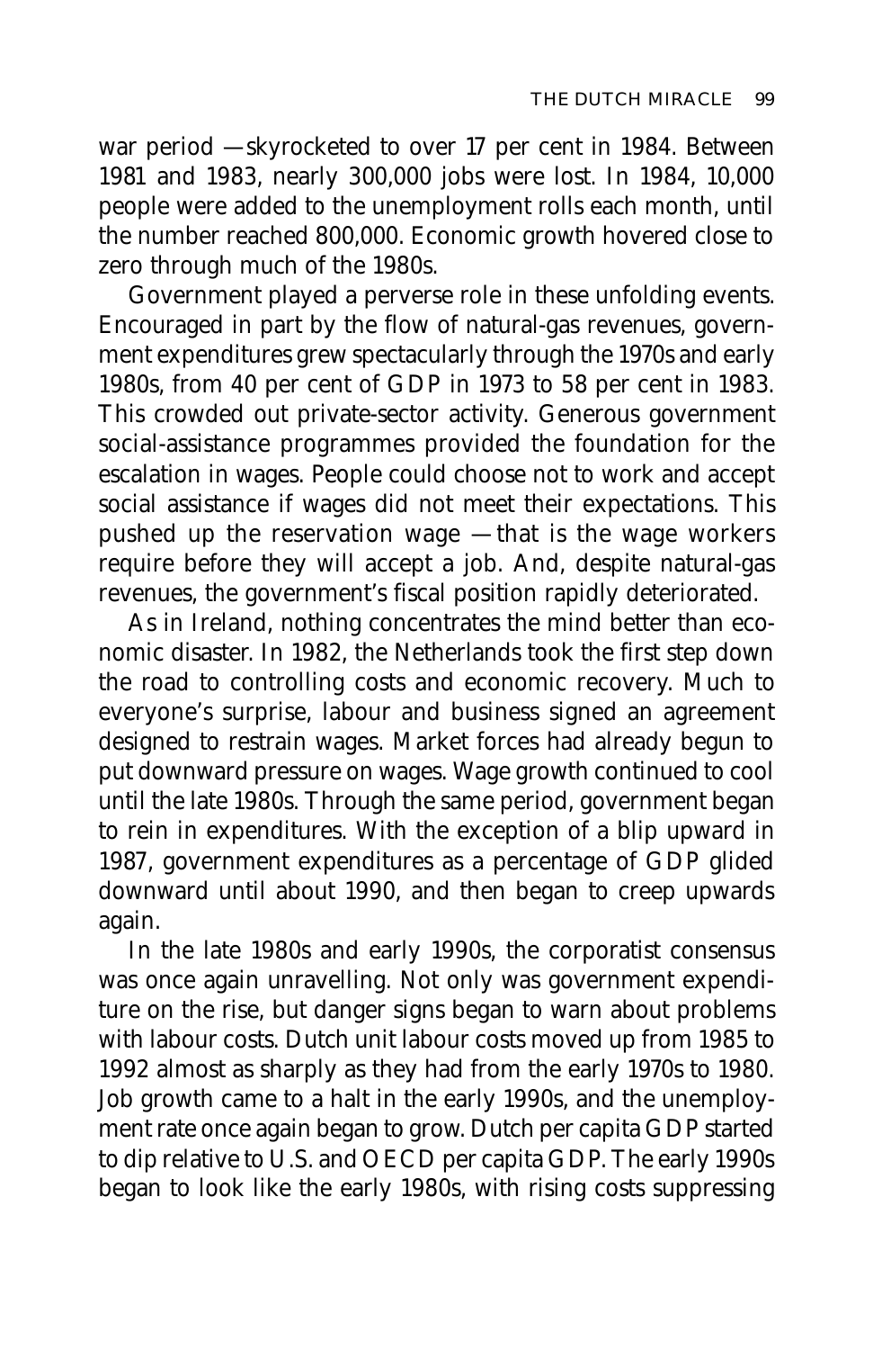war period — skyrocketed to over 17 per cent in 1984. Between 1981 and 1983, nearly 300,000 jobs were lost. In 1984, 10,000 people were added to the unemployment rolls each month, until the number reached 800,000. Economic growth hovered close to zero through much of the 1980s.

Government played a perverse role in these unfolding events. Encouraged in part by the flow of natural-gas revenues, government expenditures grew spectacularly through the 1970s and early 1980s, from 40 per cent of GDP in 1973 to 58 per cent in 1983. This crowded out private-sector activity. Generous government social-assistance programmes provided the foundation for the escalation in wages. People could choose not to work and accept social assistance if wages did not meet their expectations. This pushed up the reservation wage — that is the wage workers require before they will accept a job. And, despite natural-gas revenues, the government's fiscal position rapidly deteriorated.

As in Ireland, nothing concentrates the mind better than economic disaster. In 1982, the Netherlands took the first step down the road to controlling costs and economic recovery. Much to everyone's surprise, labour and business signed an agreement designed to restrain wages. Market forces had already begun to put downward pressure on wages. Wage growth continued to cool until the late 1980s. Through the same period, government began to rein in expenditures. With the exception of a blip upward in 1987, government expenditures as a percentage of GDP glided downward until about 1990, and then began to creep upwards again.

In the late 1980s and early 1990s, the corporatist consensus was once again unravelling. Not only was government expenditure on the rise, but danger signs began to warn about problems with labour costs. Dutch unit labour costs moved up from 1985 to 1992 almost as sharply as they had from the early 1970s to 1980. Job growth came to a halt in the early 1990s, and the unemployment rate once again began to grow. Dutch per capita GDP started to dip relative to U.S. and OECD per capita GDP. The early 1990s began to look like the early 1980s, with rising costs suppressing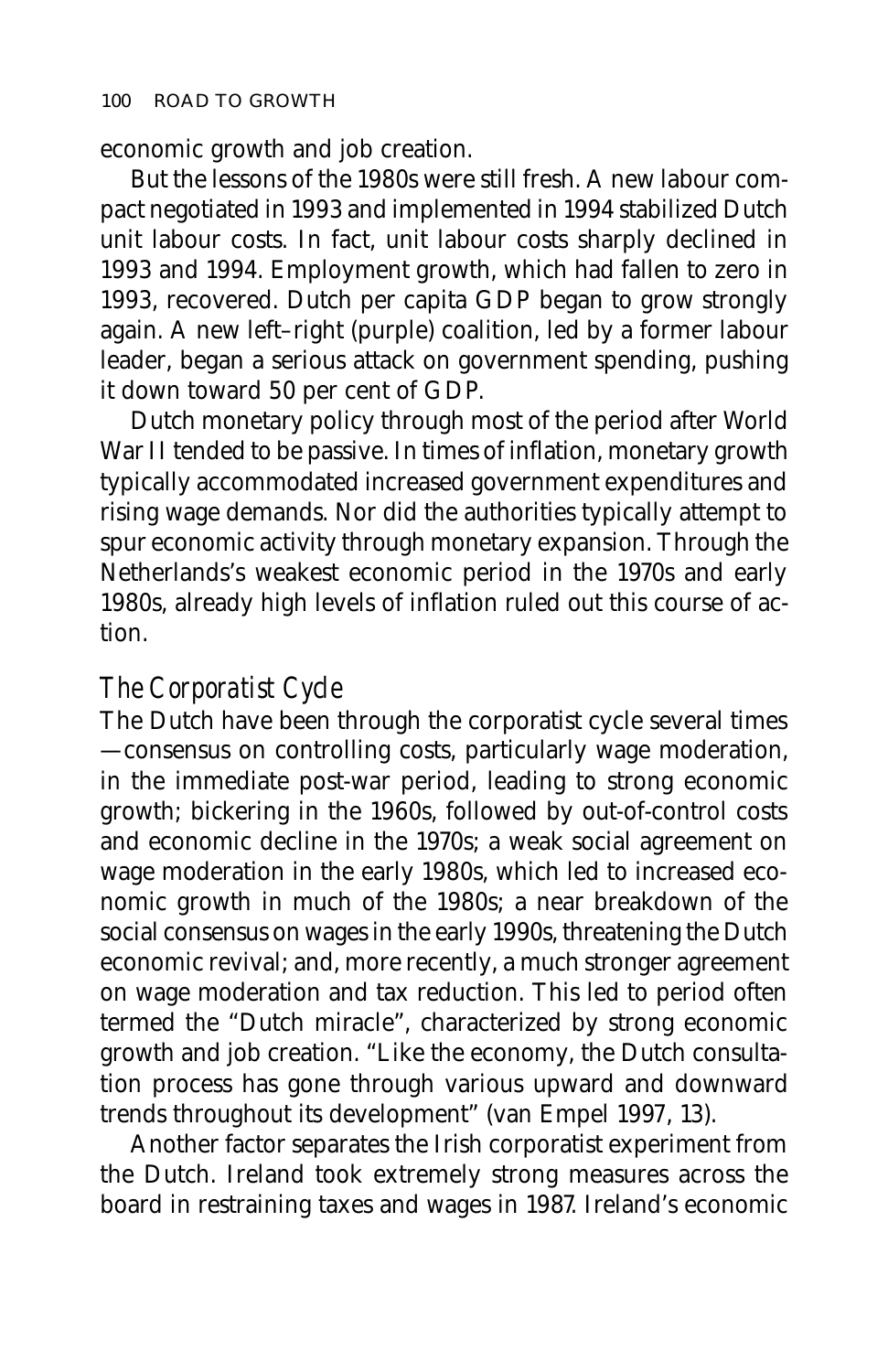economic growth and job creation.

But the lessons of the 1980s were still fresh. A new labour compact negotiated in 1993 and implemented in 1994 stabilized Dutch unit labour costs. In fact, unit labour costs sharply declined in 1993 and 1994. Employment growth, which had fallen to zero in 1993, recovered. Dutch per capita GDP began to grow strongly again. A new left–right (purple) coalition, led by a former labour leader, began a serious attack on government spending, pushing it down toward 50 per cent of GDP.

Dutch monetary policy through most of the period after World War II tended to be passive. In times of inflation, monetary growth typically accommodated increased government expenditures and rising wage demands. Nor did the authorities typically attempt to spur economic activity through monetary expansion. Through the Netherlands's weakest economic period in the 1970s and early 1980s, already high levels of inflation ruled out this course of action.

### *The Corporatist Cycle*

The Dutch have been through the corporatist cycle several times —consensus on controlling costs, particularly wage moderation, in the immediate post-war period, leading to strong economic growth; bickering in the 1960s, followed by out-of-control costs and economic decline in the 1970s; a weak social agreement on wage moderation in the early 1980s, which led to increased economic growth in much of the 1980s; a near breakdown of the social consensus on wages in the early 1990s, threatening the Dutch economic revival; and, more recently, a much stronger agreement on wage moderation and tax reduction. This led to period often termed the "Dutch miracle", characterized by strong economic growth and job creation. "Like the economy, the Dutch consultation process has gone through various upward and downward trends throughout its development" (van Empel 1997, 13).

Another factor separates the Irish corporatist experiment from the Dutch. Ireland took extremely strong measures across the board in restraining taxes and wages in 1987. Ireland's economic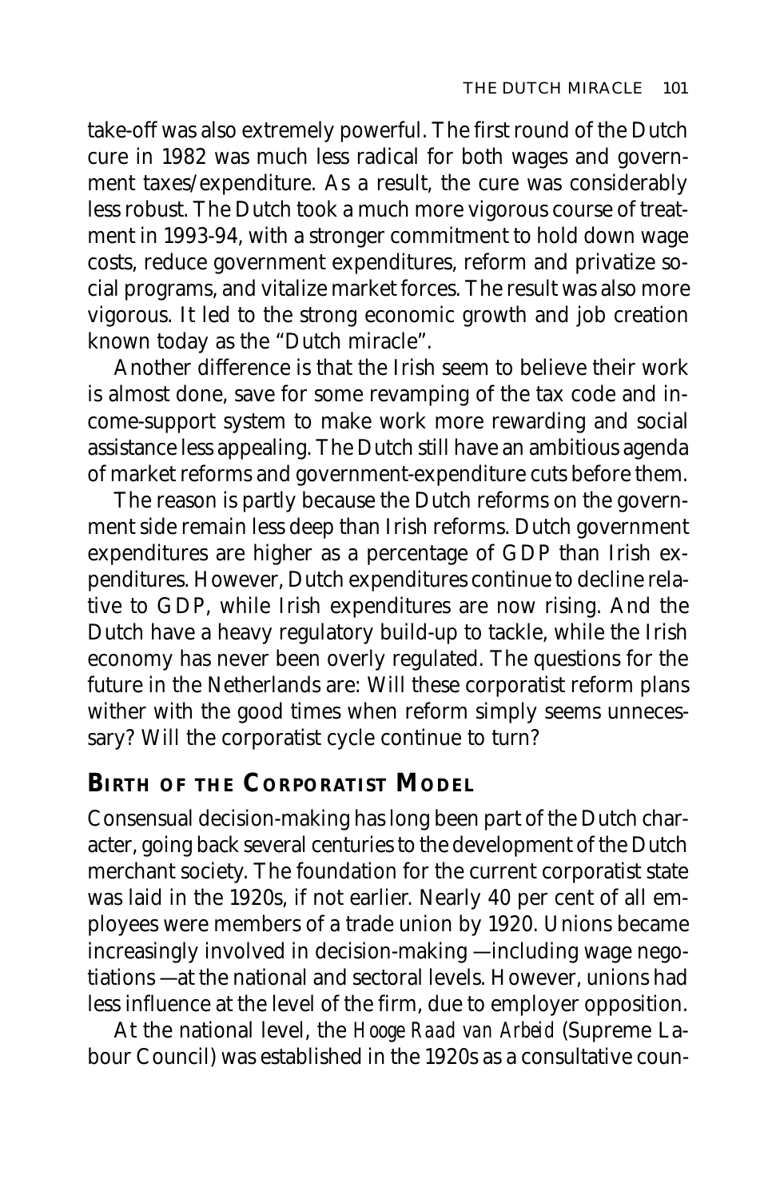take-off was also extremely powerful. The first round of the Dutch cure in 1982 was much less radical for both wages and government taxes/expenditure. As a result, the cure was considerably less robust. The Dutch took a much more vigorous course of treatment in 1993-94, with a stronger commitment to hold down wage costs, reduce government expenditures, reform and privatize social programs, and vitalize market forces. The result was also more vigorous. It led to the strong economic growth and job creation known today as the "Dutch miracle".

Another difference is that the Irish seem to believe their work is almost done, save for some revamping of the tax code and income-support system to make work more rewarding and social assistance less appealing. The Dutch still have an ambitious agenda of market reforms and government-expenditure cuts before them.

The reason is partly because the Dutch reforms on the government side remain less deep than Irish reforms. Dutch government expenditures are higher as a percentage of GDP than Irish expenditures. However, Dutch expenditures continue to decline relative to GDP, while Irish expenditures are now rising. And the Dutch have a heavy regulatory build-up to tackle, while the Irish economy has never been overly regulated. The questions for the future in the Netherlands are: Will these corporatist reform plans wither with the good times when reform simply seems unnecessary? Will the corporatist cycle continue to turn?

## Birth of the Corporatist Model

Consensual decision-making has long been part of the Dutch character, going back several centuries to the development of the Dutch merchant society. The foundation for the current corporatist state was laid in the 1920s, if not earlier. Nearly 40 per cent of all employees were members of a trade union by 1920. Unions became increasingly involved in decision-making —including wage negotiations —at the national and sectoral levels. However, unions had less influence at the level of the firm, due to employer opposition.

At the national level, the *Hooge Raad van Arbeid* (Supreme Labour Council) was established in the 1920s as a consultative coun-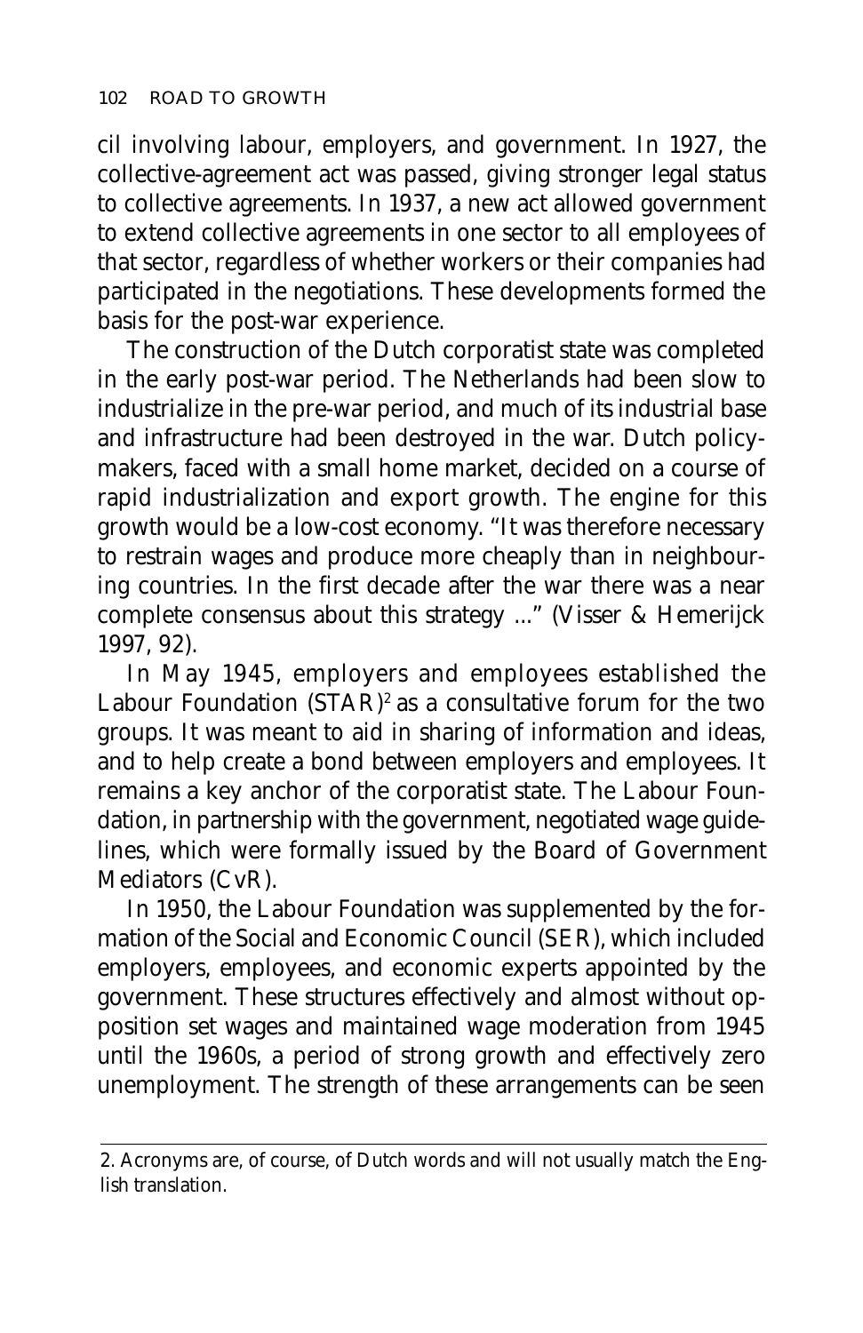cil involving labour, employers, and government. In 1927, the collective-agreement act was passed, giving stronger legal status to collective agreements. In 1937, a new act allowed government to extend collective agreements in one sector to all employees of that sector, regardless of whether workers or their companies had participated in the negotiations. These developments formed the basis for the post-war experience.

The construction of the Dutch corporatist state was completed in the early post-war period. The Netherlands had been slow to industrialize in the pre-war period, and much of its industrial base and infrastructure had been destroyed in the war. Dutch policymakers, faced with a small home market, decided on a course of rapid industrialization and export growth. The engine for this growth would be a low-cost economy. "It was therefore necessary to restrain wages and produce more cheaply than in neighbouring countries. In the first decade after the war there was a near complete consensus about this strategy ..." (Visser & Hemerijck 1997, 92).

In May 1945, employers and employees established the Labour Foundation (STAR)[2] as a consultative forum for the two groups. It was meant to aid in sharing of information and ideas, and to help create a bond between employers and employees. It remains a key anchor of the corporatist state. The Labour Foundation, in partnership with the government, negotiated wage guidelines, which were formally issued by the Board of Government Mediators (CvR).

In 1950, the Labour Foundation was supplemented by the formation of the Social and Economic Council (SER), which included employers, employees, and economic experts appointed by the government. These structures effectively and almost without opposition set wages and maintained wage moderation from 1945 until the 1960s, a period of strong growth and effectively zero unemployment. The strength of these arrangements can be seen

2. Acronyms are, of course, of Dutch words and will not usually match the English translation.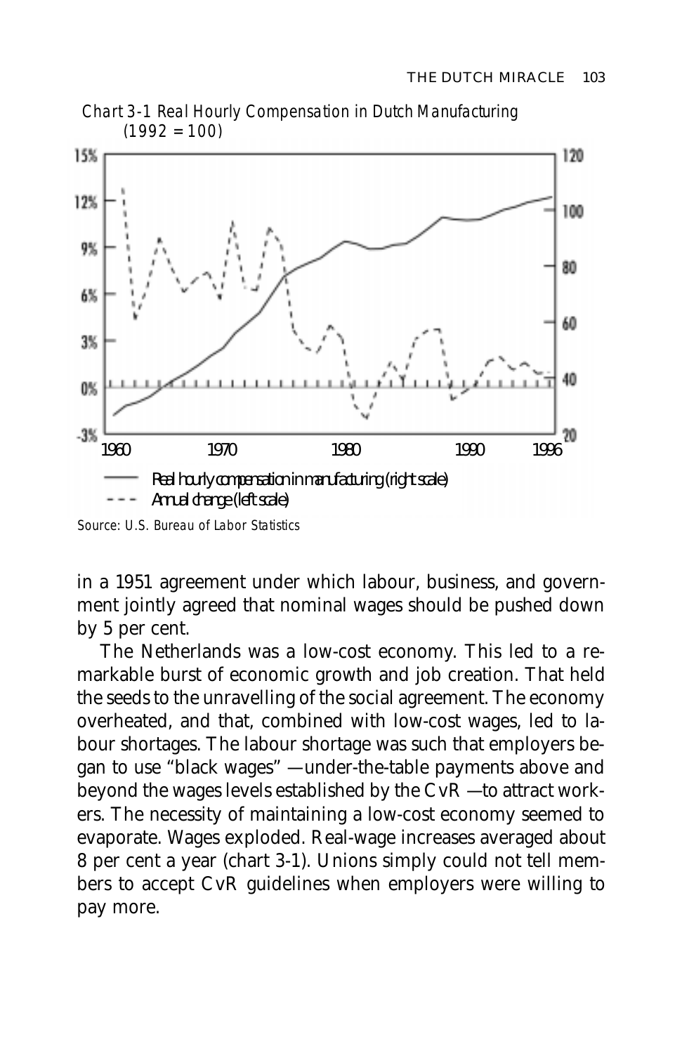Chart 3-1 Real Hourly Compensation in Dutch Manufacturing (1992 = 100)

Source: U.S. Bureau of Labor Statistics

in a 1951 agreement under which labour, business, and government jointly agreed that nominal wages should be pushed down by 5 per cent.

The Netherlands was a low-cost economy. This led to a remarkable burst of economic growth and job creation. That held the seeds to the unravelling of the social agreement. The economy overheated, and that, combined with low-cost wages, led to labour shortages. The labour shortage was such that employers began to use "black wages" —under-the-table payments above and beyond the wages levels established by the CvR —to attract workers. The necessity of maintaining a low-cost economy seemed to evaporate. Wages exploded. Real-wage increases averaged about 8 per cent a year (chart 3-1). Unions simply could not tell members to accept CvR guidelines when employers were willing to pay more.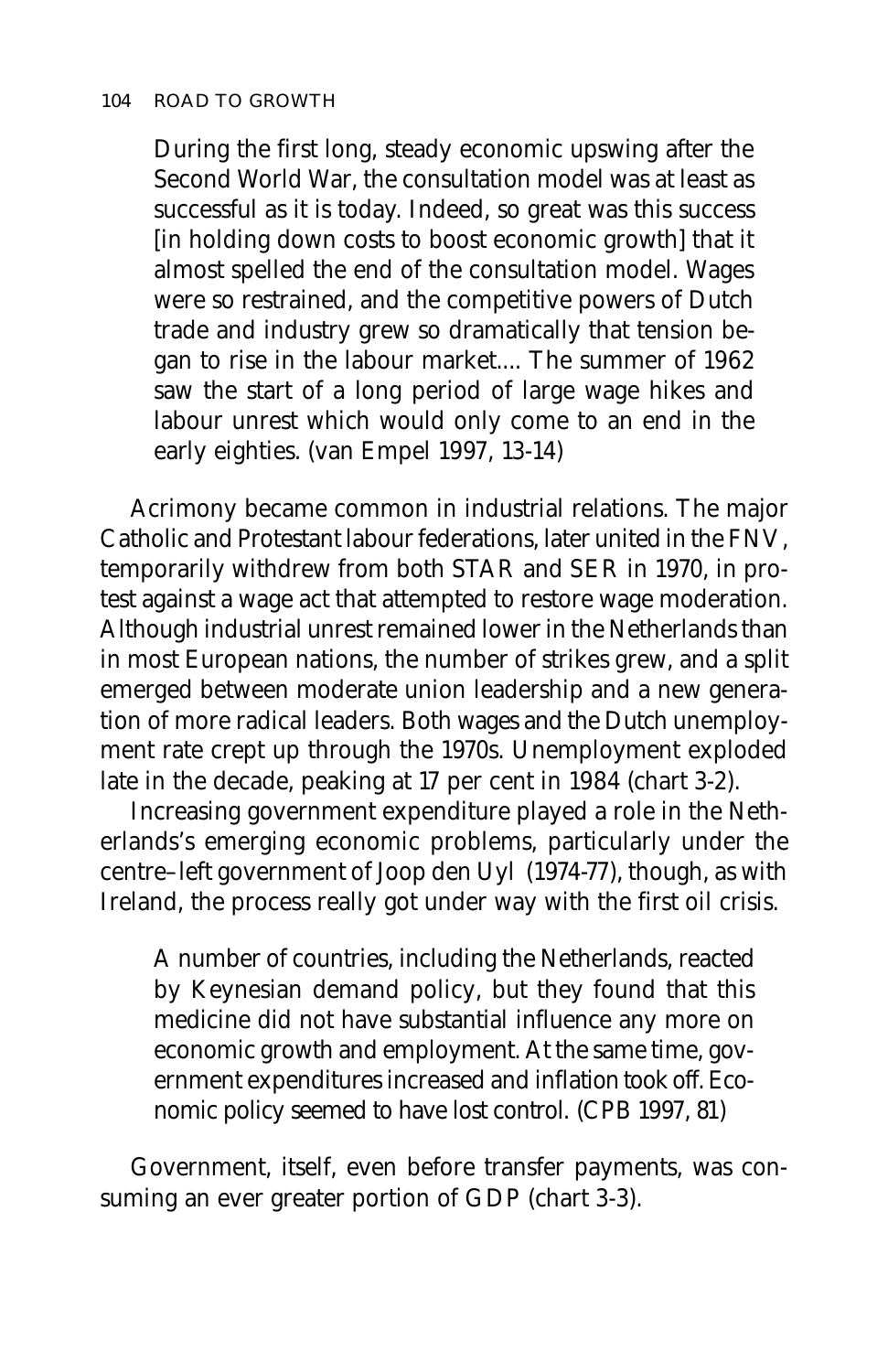> During the first long, steady economic upswing after the Second World War, the consultation model was at least as successful as it is today. Indeed, so great was this success [in holding down costs to boost economic growth] that it almost spelled the end of the consultation model. Wages were so restrained, and the competitive powers of Dutch trade and industry grew so dramatically that tension began to rise in the labour market.... The summer of 1962 saw the start of a long period of large wage hikes and labour unrest which would only come to an end in the early eighties. (van Empel 1997, 13-14)

Acrimony became common in industrial relations. The major Catholic and Protestant labour federations, later united in the FNV, temporarily withdrew from both STAR and SER in 1970, in protest against a wage act that attempted to restore wage moderation. Although industrial unrest remained lower in the Netherlands than in most European nations, the number of strikes grew, and a split emerged between moderate union leadership and a new generation of more radical leaders. Both wages and the Dutch unemployment rate crept up through the 1970s. Unemployment exploded late in the decade, peaking at 17 per cent in 1984 (chart 3-2).

Increasing government expenditure played a role in the Netherlands's emerging economic problems, particularly under the centre–left government of Joop den Uyl (1974-77), though, as with Ireland, the process really got under way with the first oil crisis.

> A number of countries, including the Netherlands, reacted by Keynesian demand policy, but they found that this medicine did not have substantial influence any more on economic growth and employment. At the same time, government expenditures increased and inflation took off. Economic policy seemed to have lost control. (CPB 1997, 81)

Government, itself, even before transfer payments, was consuming an ever greater portion of GDP (chart 3-3).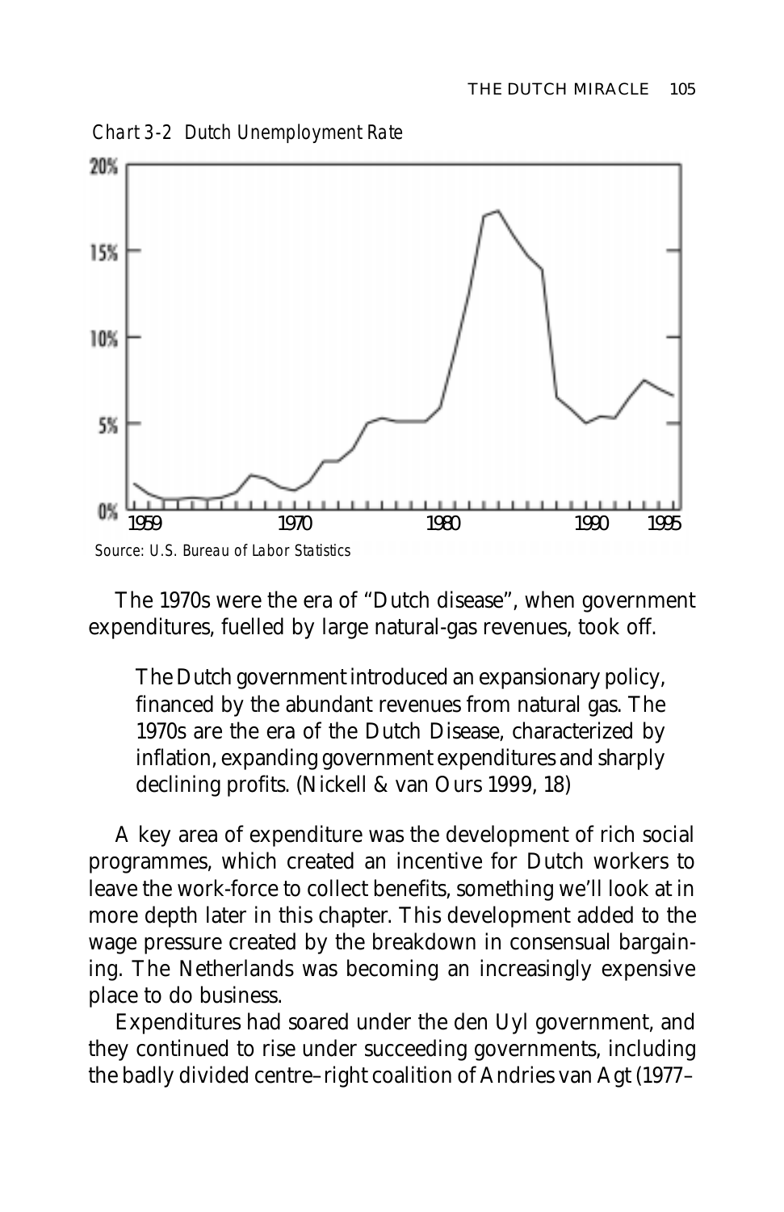*Chart 3-2 Dutch Unemployment Rate*

*Source: U.S. Bureau of Labor Statistics*

The 1970s were the era of "Dutch disease", when government expenditures, fuelled by large natural-gas revenues, took off.

> The Dutch government introduced an expansionary policy, financed by the abundant revenues from natural gas. The 1970s are the era of the Dutch Disease, characterized by inflation, expanding government expenditures and sharply declining profits. (Nickell & van Ours 1999, 18)

A key area of expenditure was the development of rich social programmes, which created an incentive for Dutch workers to leave the work-force to collect benefits, something we'll look at in more depth later in this chapter. This development added to the wage pressure created by the breakdown in consensual bargaining. The Netherlands was becoming an increasingly expensive place to do business.

Expenditures had soared under the den Uyl government, and they continued to rise under succeeding governments, including the badly divided centre–right coalition of Andries van Agt (1977–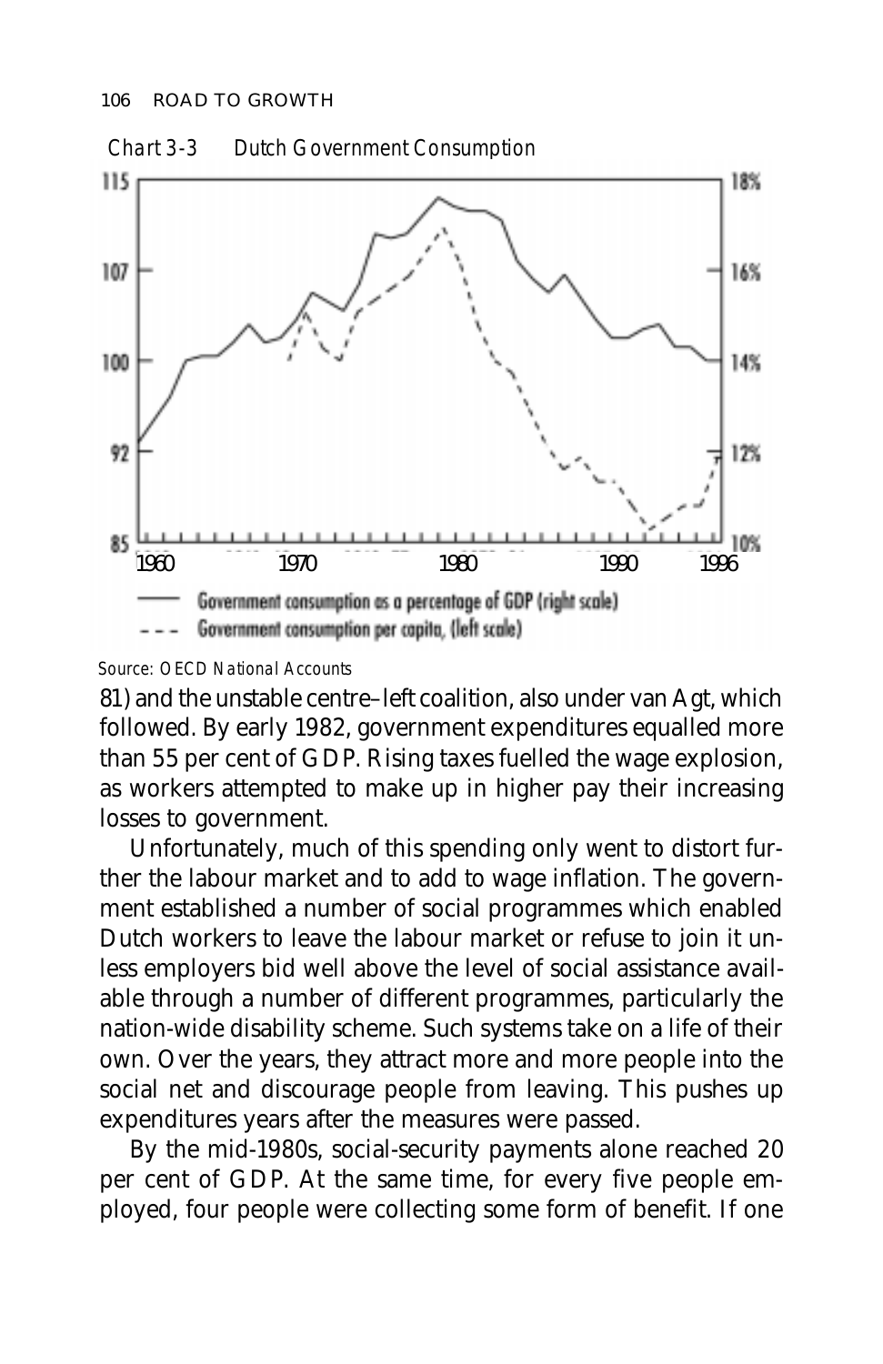Chart 3-3 Dutch Government Consumption

Source: OECD National Accounts

81) and the unstable centre–left coalition, also under van Agt, which followed. By early 1982, government expenditures equalled more than 55 per cent of GDP. Rising taxes fuelled the wage explosion, as workers attempted to make up in higher pay their increasing losses to government.

Unfortunately, much of this spending only went to distort further the labour market and to add to wage inflation. The government established a number of social programmes which enabled Dutch workers to leave the labour market or refuse to join it unless employers bid well above the level of social assistance available through a number of different programmes, particularly the nation-wide disability scheme. Such systems take on a life of their own. Over the years, they attract more and more people into the social net and discourage people from leaving. This pushes up expenditures years after the measures were passed.

By the mid-1980s, social-security payments alone reached 20 per cent of GDP. At the same time, for every five people employed, four people were collecting some form of benefit. If one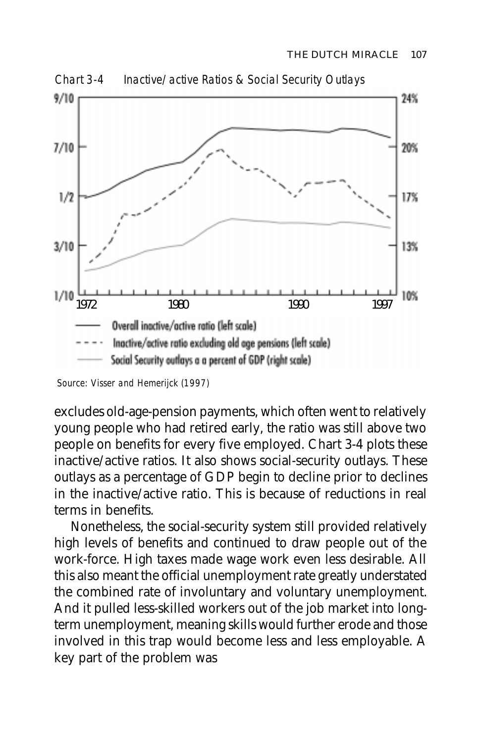*Chart 3-4 Inactive/active Ratios & Social Security Outlays*

Source: Visser and Hemerijck (1997)

excludes old-age-pension payments, which often went to relatively young people who had retired early, the ratio was still above two people on benefits for every five employed. Chart 3-4 plots these inactive/active ratios. It also shows social-security outlays. These outlays as a percentage of GDP begin to decline prior to declines in the inactive/active ratio. This is because of reductions in real terms in benefits.

Nonetheless, the social-security system still provided relatively high levels of benefits and continued to draw people out of the work-force. High taxes made wage work even less desirable. All this also meant the official unemployment rate greatly understated the combined rate of involuntary and voluntary unemployment. And it pulled less-skilled workers out of the job market into long-term unemployment, meaning skills would further erode and those involved in this trap would become less and less employable. A key part of the problem was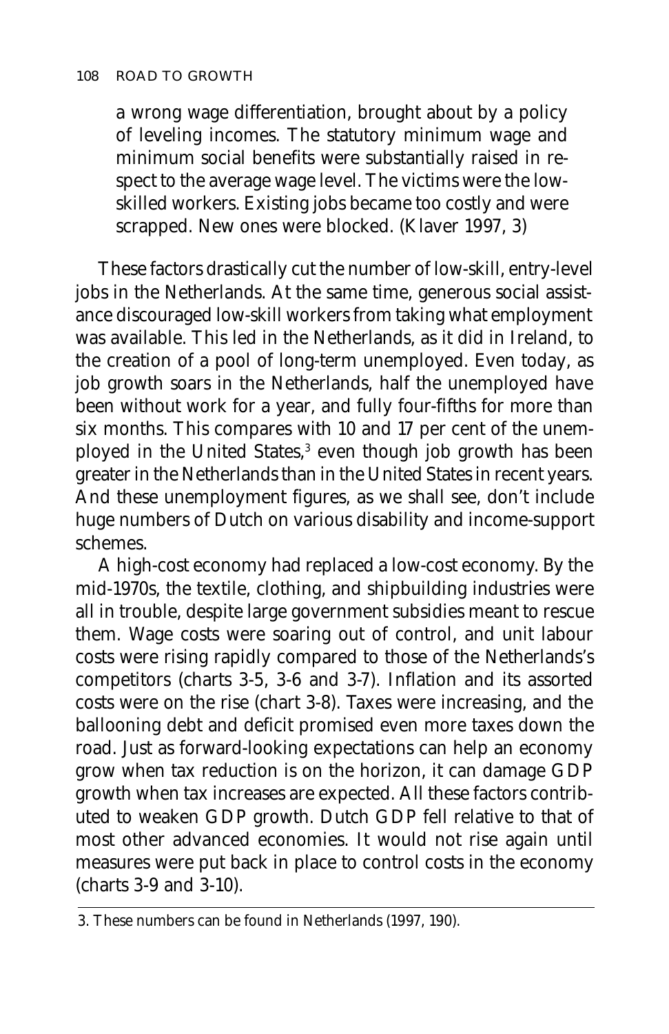> a wrong wage differentiation, brought about by a policy of leveling incomes. The statutory minimum wage and minimum social benefits were substantially raised in respect to the average wage level. The victims were the low-skilled workers. Existing jobs became too costly and were scrapped. New ones were blocked. (Klaver 1997, 3)

These factors drastically cut the number of low-skill, entry-level jobs in the Netherlands. At the same time, generous social assistance discouraged low-skill workers from taking what employment was available. This led in the Netherlands, as it did in Ireland, to the creation of a pool of long-term unemployed. Even today, as job growth soars in the Netherlands, half the unemployed have been without work for a year, and fully four-fifths for more than six months. This compares with 10 and 17 per cent of the unemployed in the United States,[3] even though job growth has been greater in the Netherlands than in the United States in recent years. And these unemployment figures, as we shall see, don't include huge numbers of Dutch on various disability and income-support schemes.

A high-cost economy had replaced a low-cost economy. By the mid-1970s, the textile, clothing, and shipbuilding industries were all in trouble, despite large government subsidies meant to rescue them. Wage costs were soaring out of control, and unit labour costs were rising rapidly compared to those of the Netherlands's competitors (charts 3-5, 3-6 and 3-7). Inflation and its assorted costs were on the rise (chart 3-8). Taxes were increasing, and the ballooning debt and deficit promised even more taxes down the road. Just as forward-looking expectations can help an economy grow when tax reduction is on the horizon, it can damage GDP growth when tax increases are expected. All these factors contributed to weaken GDP growth. Dutch GDP fell relative to that of most other advanced economies. It would not rise again until measures were put back in place to control costs in the economy (charts 3-9 and 3-10).

---

3. These numbers can be found in Netherlands (1997, 190).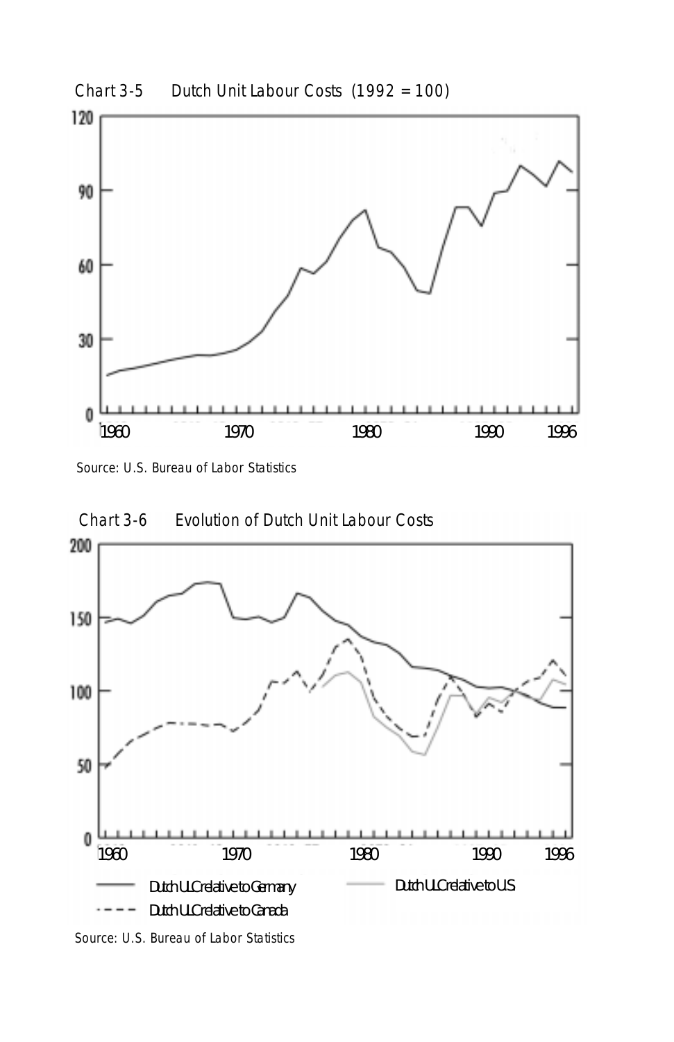Chart 3-5 Dutch Unit Labour Costs (1992 = 100)

Source: U.S. Bureau of Labor Statistics

Chart 3-6 Evolution of Dutch Unit Labour Costs

Source: U.S. Bureau of Labor Statistics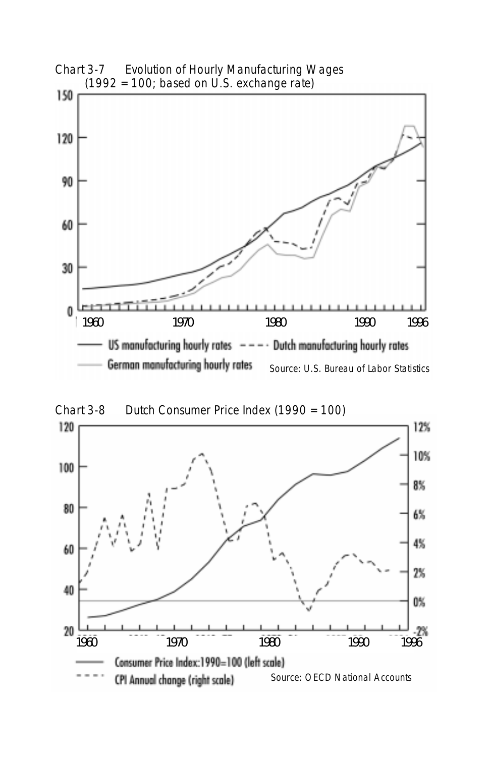Chart 3-7 Evolution of Hourly Manufacturing Wages (1992 = 100; based on U.S. exchange rate)

US manufacturing hourly rates — Dutch manufacturing hourly rates — German manufacturing hourly rates

Source: U.S. Bureau of Labor Statistics

Chart 3-8 Dutch Consumer Price Index (1990 = 100)

Consumer Price Index: 1990=100 (left scale) — CPI Annual change (right scale)

Source: OECD National Accounts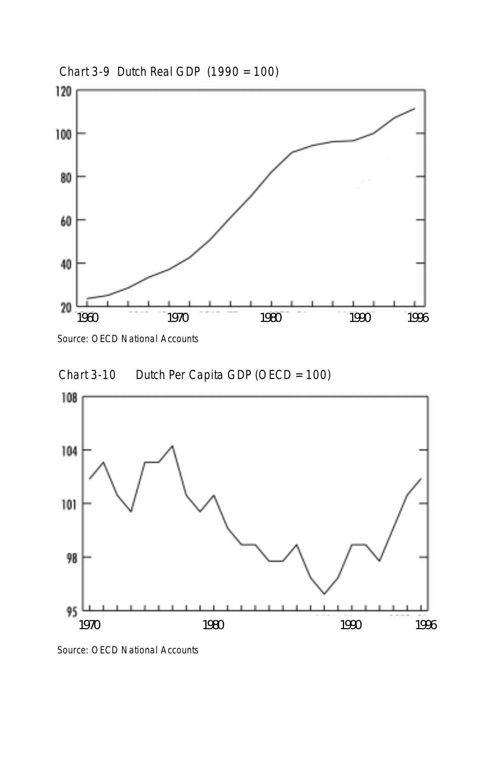Chart 3-9 Dutch Real GDP (1990 = 100)

Source: OECD National Accounts

Chart 3-10 Dutch Per Capita GDP (OECD = 100)

Source: OECD National Accounts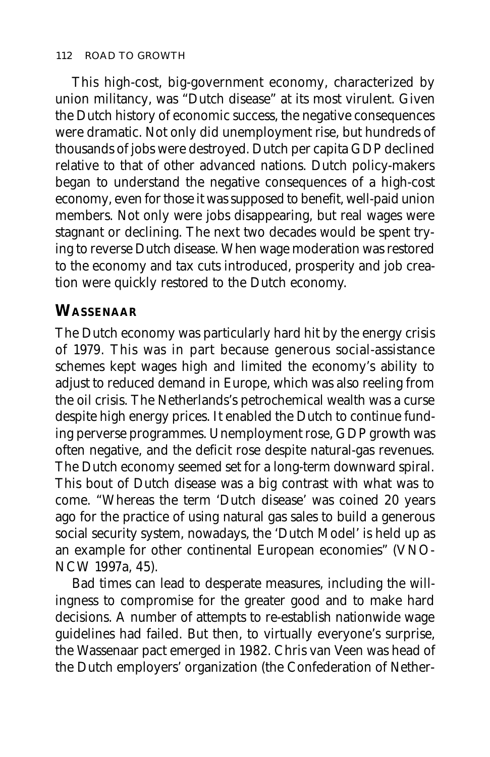This high-cost, big-government economy, characterized by union militancy, was "Dutch disease" at its most virulent. Given the Dutch history of economic success, the negative consequences were dramatic. Not only did unemployment rise, but hundreds of thousands of jobs were destroyed. Dutch per capita GDP declined relative to that of other advanced nations. Dutch policy-makers began to understand the negative consequences of a high-cost economy, even for those it was supposed to benefit, well-paid union members. Not only were jobs disappearing, but real wages were stagnant or declining. The next two decades would be spent trying to reverse Dutch disease. When wage moderation was restored to the economy and tax cuts introduced, prosperity and job creation were quickly restored to the Dutch economy.

## WASSENAAR

The Dutch economy was particularly hard hit by the energy crisis of 1979. This was in part because generous social-assistance schemes kept wages high and limited the economy's ability to adjust to reduced demand in Europe, which was also reeling from the oil crisis. The Netherlands's petrochemical wealth was a curse despite high energy prices. It enabled the Dutch to continue funding perverse programmes. Unemployment rose, GDP growth was often negative, and the deficit rose despite natural-gas revenues. The Dutch economy seemed set for a long-term downward spiral. This bout of Dutch disease was a big contrast with what was to come. "Whereas the term 'Dutch disease' was coined 20 years ago for the practice of using natural gas sales to build a generous social security system, nowadays, the 'Dutch Model' is held up as an example for other continental European economies" (VNO-NCW 1997a, 45).

Bad times can lead to desperate measures, including the willingness to compromise for the greater good and to make hard decisions. A number of attempts to re-establish nationwide wage guidelines had failed. But then, to virtually everyone's surprise, the Wassenaar pact emerged in 1982. Chris van Veen was head of the Dutch employers' organization (the Confederation of Nether-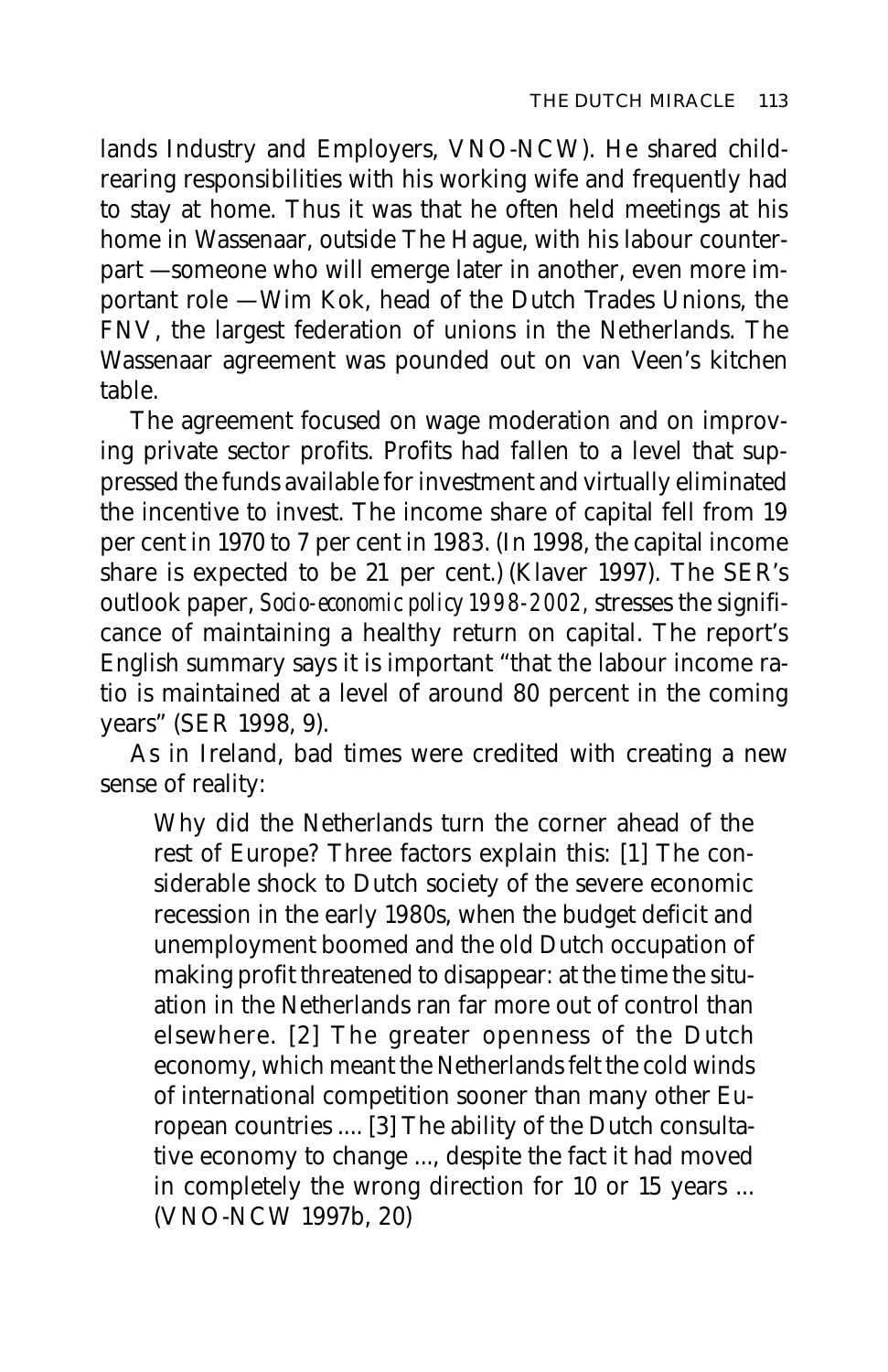lands Industry and Employers, VNO-NCW). He shared child-rearing responsibilities with his working wife and frequently had to stay at home. Thus it was that he often held meetings at his home in Wassenaar, outside The Hague, with his labour counterpart —someone who will emerge later in another, even more important role —Wim Kok, head of the Dutch Trades Unions, the FNV, the largest federation of unions in the Netherlands. The Wassenaar agreement was pounded out on van Veen's kitchen table.

The agreement focused on wage moderation and on improving private sector profits. Profits had fallen to a level that suppressed the funds available for investment and virtually eliminated the incentive to invest. The income share of capital fell from 19 per cent in 1970 to 7 per cent in 1983. (In 1998, the capital income share is expected to be 21 per cent.) (Klaver 1997). The SER's outlook paper, *Socio-economic policy 1998-2002,* stresses the significance of maintaining a healthy return on capital. The report's English summary says it is important "that the labour income ratio is maintained at a level of around 80 percent in the coming years" (SER 1998, 9).

As in Ireland, bad times were credited with creating a new sense of reality:

> Why did the Netherlands turn the corner ahead of the rest of Europe? Three factors explain this: [1] The considerable shock to Dutch society of the severe economic recession in the early 1980s, when the budget deficit and unemployment boomed and the old Dutch occupation of making profit threatened to disappear: at the time the situation in the Netherlands ran far more out of control than elsewhere. [2] The greater openness of the Dutch economy, which meant the Netherlands felt the cold winds of international competition sooner than many other European countries .... [3] The ability of the Dutch consultative economy to change ..., despite the fact it had moved in completely the wrong direction for 10 or 15 years ... (VNO-NCW 1997b, 20)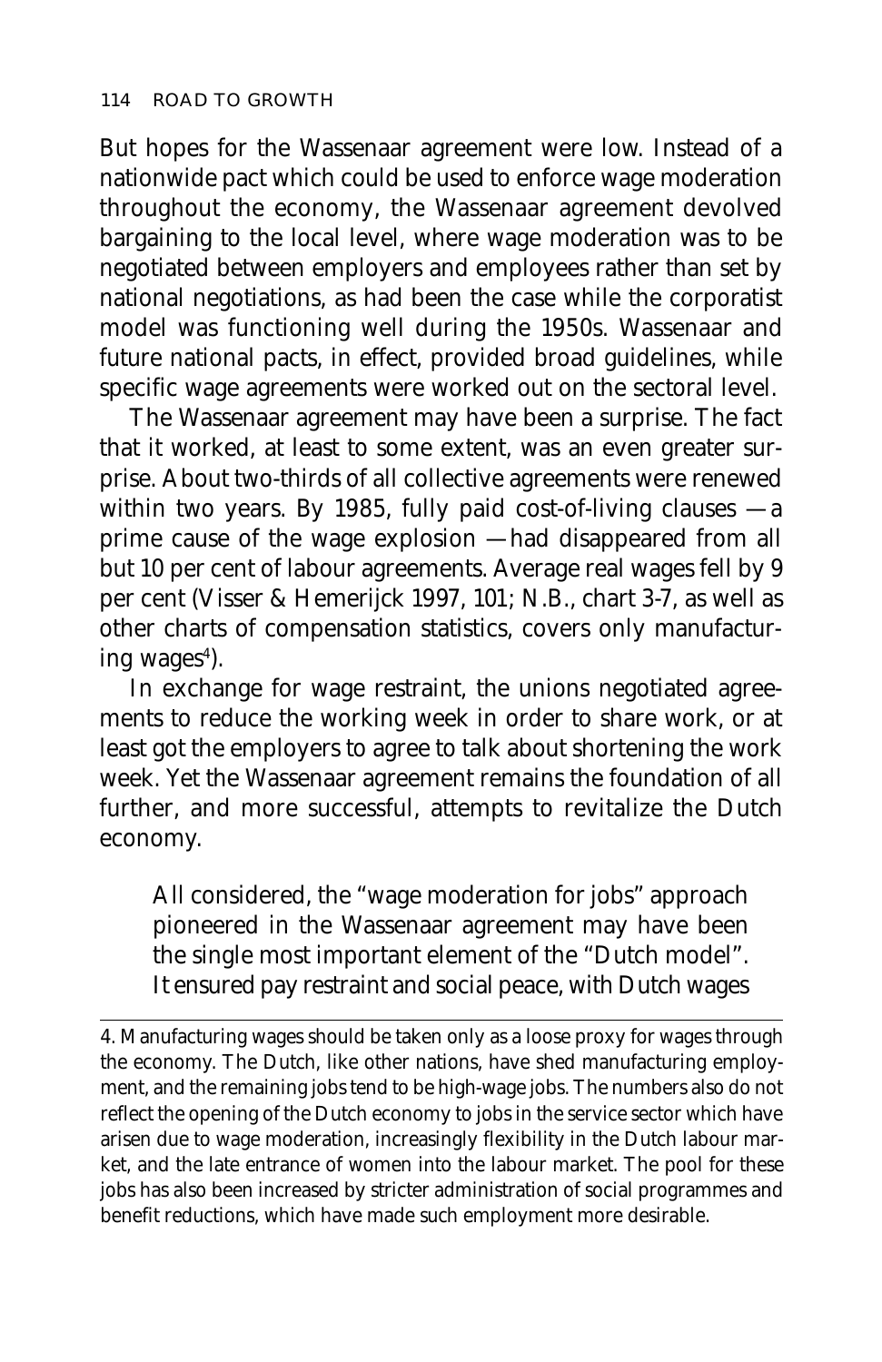But hopes for the Wassenaar agreement were low. Instead of a nationwide pact which could be used to enforce wage moderation throughout the economy, the Wassenaar agreement devolved bargaining to the local level, where wage moderation was to be negotiated between employers and employees rather than set by national negotiations, as had been the case while the corporatist model was functioning well during the 1950s. Wassenaar and future national pacts, in effect, provided broad guidelines, while specific wage agreements were worked out on the sectoral level.

The Wassenaar agreement may have been a surprise. The fact that it worked, at least to some extent, was an even greater surprise. About two-thirds of all collective agreements were renewed within two years. By 1985, fully paid cost-of-living clauses — a prime cause of the wage explosion — had disappeared from all but 10 per cent of labour agreements. Average real wages fell by 9 per cent (Visser & Hemerijck 1997, 101; N.B., chart 3-7, as well as other charts of compensation statistics, covers only manufacturing wages[4]).

In exchange for wage restraint, the unions negotiated agreements to reduce the working week in order to share work, or at least got the employers to agree to talk about shortening the work week. Yet the Wassenaar agreement remains the foundation of all further, and more successful, attempts to revitalize the Dutch economy.

> All considered, the "wage moderation for jobs" approach pioneered in the Wassenaar agreement may have been the single most important element of the "Dutch model". It ensured pay restraint and social peace, with Dutch wages

4. Manufacturing wages should be taken only as a loose proxy for wages through the economy. The Dutch, like other nations, have shed manufacturing employment, and the remaining jobs tend to be high-wage jobs. The numbers also do not reflect the opening of the Dutch economy to jobs in the service sector which have arisen due to wage moderation, increasingly flexibility in the Dutch labour market, and the late entrance of women into the labour market. The pool for these jobs has also been increased by stricter administration of social programmes and benefit reductions, which have made such employment more desirable.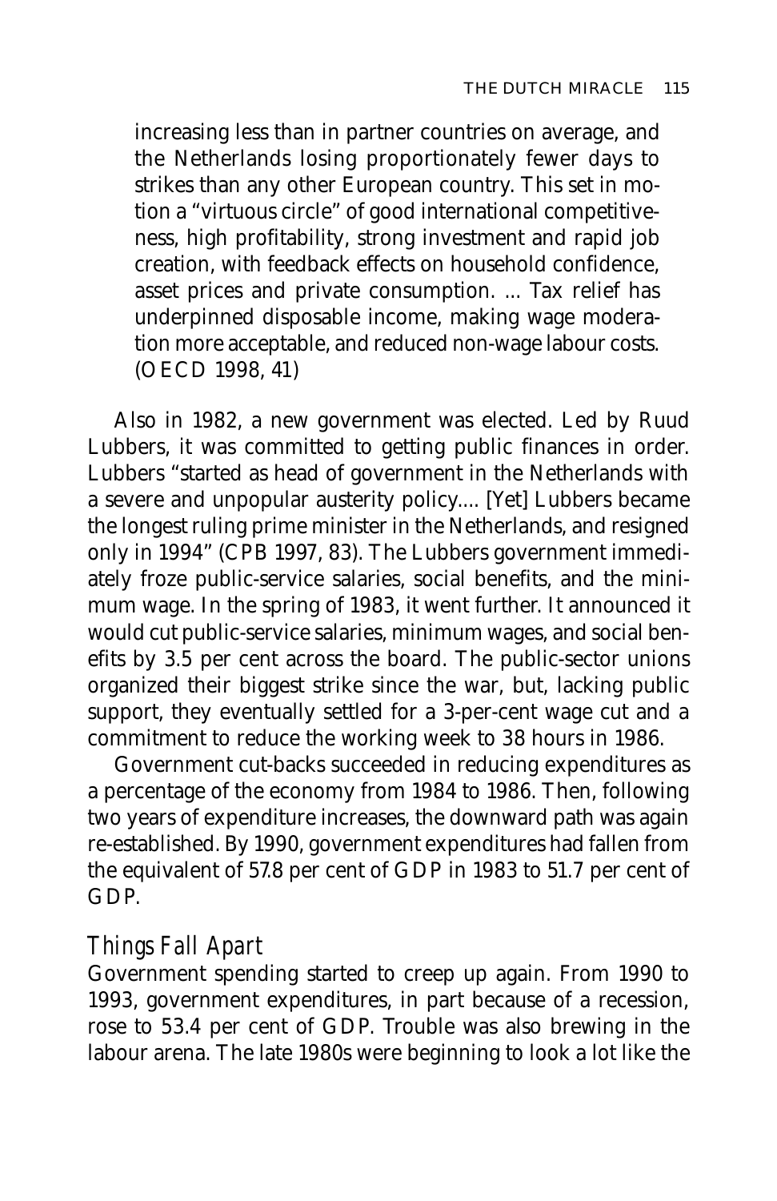> increasing less than in partner countries on average, and the Netherlands losing proportionately fewer days to strikes than any other European country. This set in motion a "virtuous circle" of good international competitiveness, high profitability, strong investment and rapid job creation, with feedback effects on household confidence, asset prices and private consumption. ... Tax relief has underpinned disposable income, making wage moderation more acceptable, and reduced non-wage labour costs. (OECD 1998, 41)

Also in 1982, a new government was elected. Led by Ruud Lubbers, it was committed to getting public finances in order. Lubbers "started as head of government in the Netherlands with a severe and unpopular austerity policy.... [Yet] Lubbers became the longest ruling prime minister in the Netherlands, and resigned only in 1994" (CPB 1997, 83). The Lubbers government immediately froze public-service salaries, social benefits, and the minimum wage. In the spring of 1983, it went further. It announced it would cut public-service salaries, minimum wages, and social benefits by 3.5 per cent across the board. The public-sector unions organized their biggest strike since the war, but, lacking public support, they eventually settled for a 3-per-cent wage cut and a commitment to reduce the working week to 38 hours in 1986.

Government cut-backs succeeded in reducing expenditures as a percentage of the economy from 1984 to 1986. Then, following two years of expenditure increases, the downward path was again re-established. By 1990, government expenditures had fallen from the equivalent of 57.8 per cent of GDP in 1983 to 51.7 per cent of GDP.

### *Things Fall Apart*

Government spending started to creep up again. From 1990 to 1993, government expenditures, in part because of a recession, rose to 53.4 per cent of GDP. Trouble was also brewing in the labour arena. The late 1980s were beginning to look a lot like the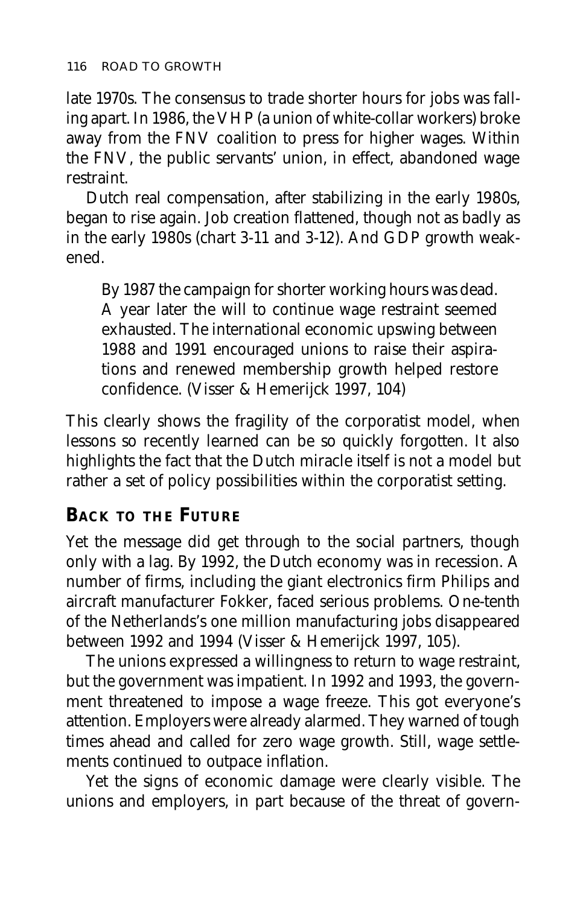late 1970s. The consensus to trade shorter hours for jobs was falling apart. In 1986, the VHP (a union of white-collar workers) broke away from the FNV coalition to press for higher wages. Within the FNV, the public servants' union, in effect, abandoned wage restraint.

Dutch real compensation, after stabilizing in the early 1980s, began to rise again. Job creation flattened, though not as badly as in the early 1980s (chart 3-11 and 3-12). And GDP growth weakened.

> By 1987 the campaign for shorter working hours was dead. A year later the will to continue wage restraint seemed exhausted. The international economic upswing between 1988 and 1991 encouraged unions to raise their aspirations and renewed membership growth helped restore confidence. (Visser & Hemerijck 1997, 104)

This clearly shows the fragility of the corporatist model, when lessons so recently learned can be so quickly forgotten. It also highlights the fact that the Dutch miracle itself is not a model but rather a set of policy possibilities within the corporatist setting.

## BACK TO THE FUTURE

Yet the message did get through to the social partners, though only with a lag. By 1992, the Dutch economy was in recession. A number of firms, including the giant electronics firm Philips and aircraft manufacturer Fokker, faced serious problems. One-tenth of the Netherlands's one million manufacturing jobs disappeared between 1992 and 1994 (Visser & Hemerijck 1997, 105).

The unions expressed a willingness to return to wage restraint, but the government was impatient. In 1992 and 1993, the government threatened to impose a wage freeze. This got everyone's attention. Employers were already alarmed. They warned of tough times ahead and called for zero wage growth. Still, wage settlements continued to outpace inflation.

Yet the signs of economic damage were clearly visible. The unions and employers, in part because of the threat of govern-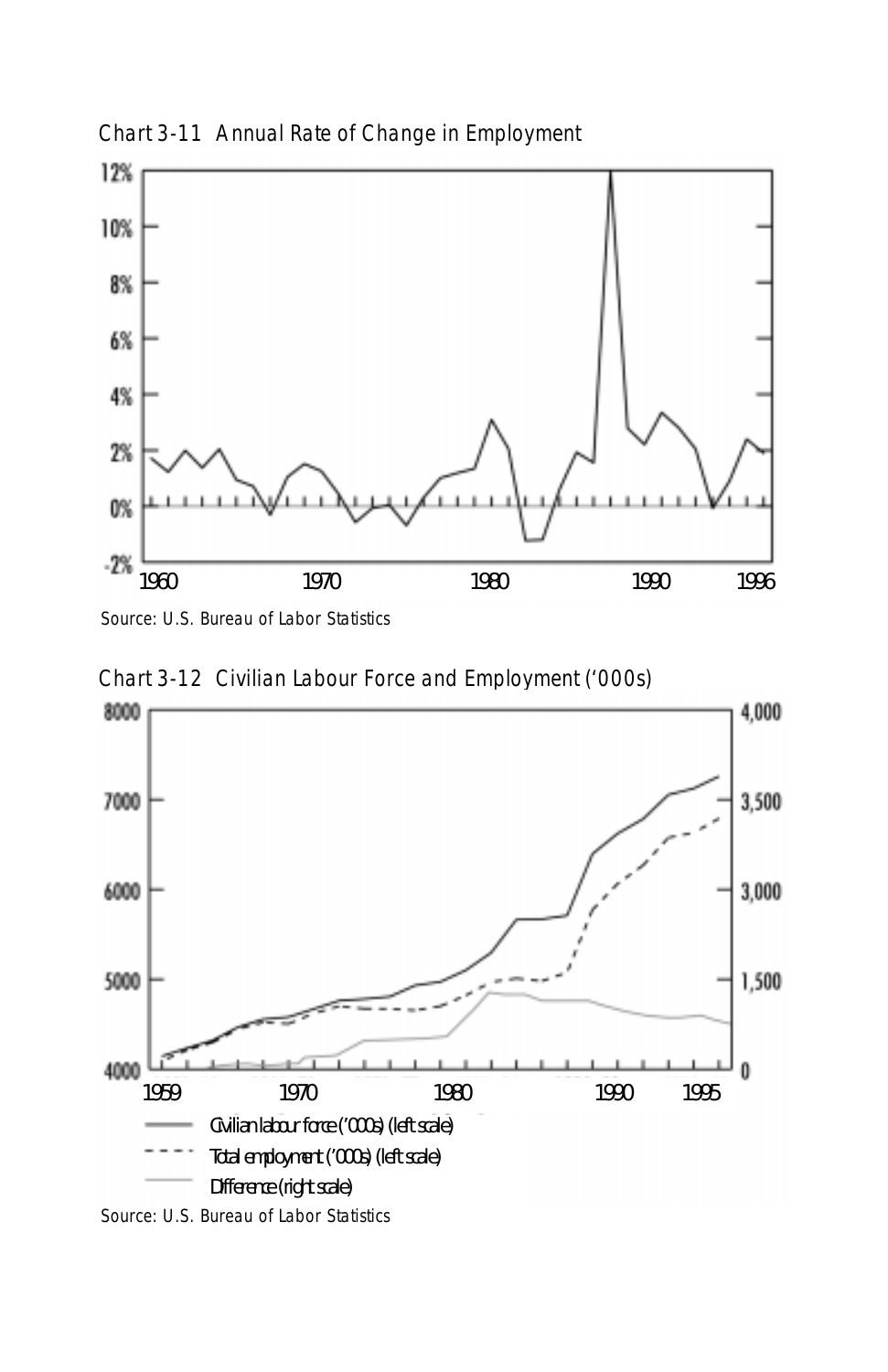Chart 3-11 Annual Rate of Change in Employment

12%
10%
8%
6%
4%
2%
0%
-2%

1960 1970 1980 1990 1996

Source: U.S. Bureau of Labor Statistics

Chart 3-12 Civilian Labour Force and Employment ('000s)

8000 7000 6000 5000 4000

4,000 3,500 3,000 1,500 0

1959 1970 1980 1990 1995

Civilian labour force ('000s) (left scale)

Total employment ('000s) (left scale)

Difference (right scale)

Source: U.S. Bureau of Labor Statistics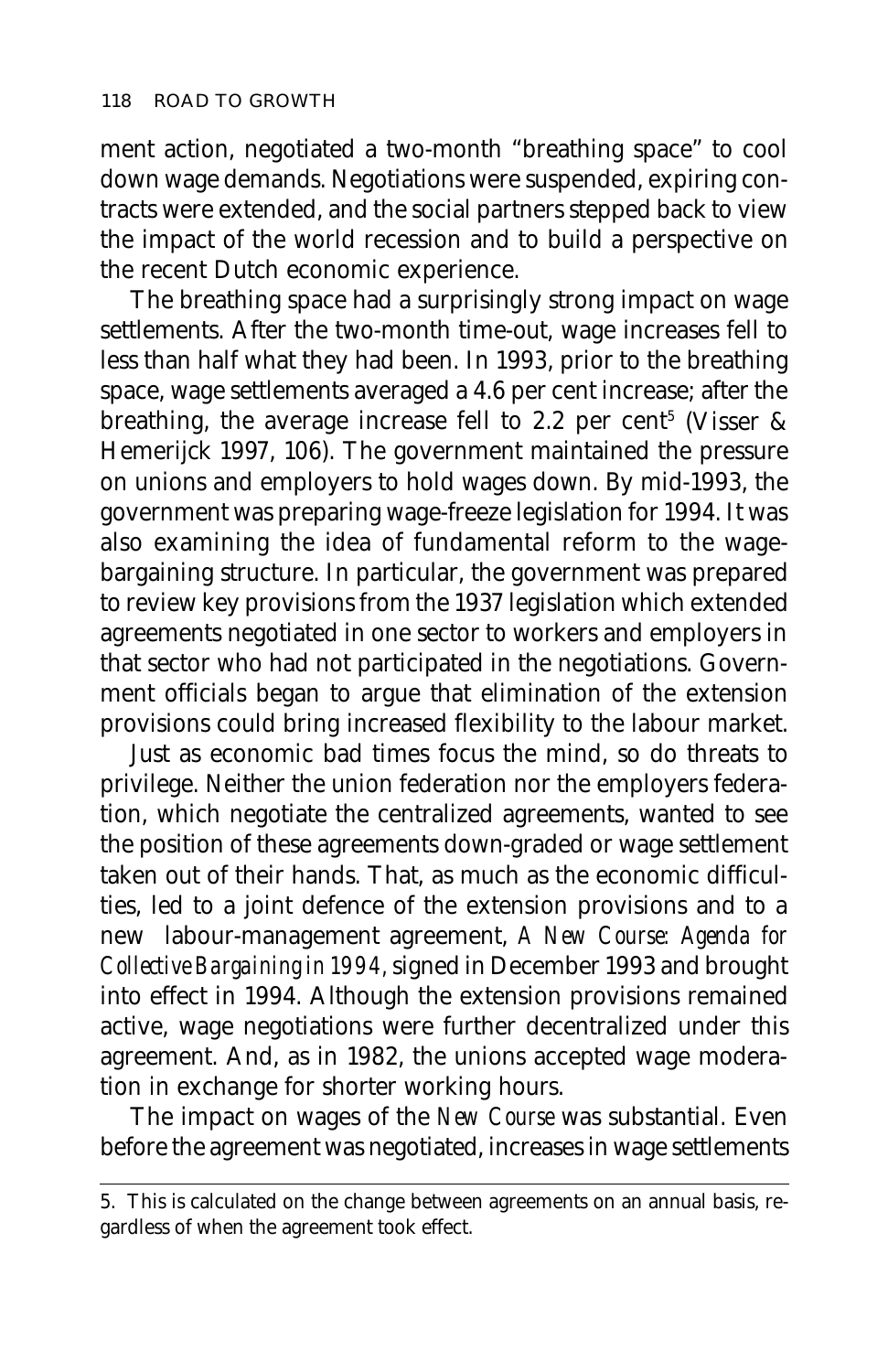ment action, negotiated a two-month "breathing space" to cool down wage demands. Negotiations were suspended, expiring contracts were extended, and the social partners stepped back to view the impact of the world recession and to build a perspective on the recent Dutch economic experience.

The breathing space had a surprisingly strong impact on wage settlements. After the two-month time-out, wage increases fell to less than half what they had been. In 1993, prior to the breathing space, wage settlements averaged a 4.6 per cent increase; after the breathing, the average increase fell to 2.2 per cent[5] (Visser & Hemerijck 1997, 106). The government maintained the pressure on unions and employers to hold wages down. By mid-1993, the government was preparing wage-freeze legislation for 1994. It was also examining the idea of fundamental reform to the wage-bargaining structure. In particular, the government was prepared to review key provisions from the 1937 legislation which extended agreements negotiated in one sector to workers and employers in that sector who had not participated in the negotiations. Government officials began to argue that elimination of the extension provisions could bring increased flexibility to the labour market.

Just as economic bad times focus the mind, so do threats to privilege. Neither the union federation nor the employers federation, which negotiate the centralized agreements, wanted to see the position of these agreements down-graded or wage settlement taken out of their hands. That, as much as the economic difficulties, led to a joint defence of the extension provisions and to a new labour-management agreement, *A New Course: Agenda for Collective Bargaining in 1994*, signed in December 1993 and brought into effect in 1994. Although the extension provisions remained active, wage negotiations were further decentralized under this agreement. And, as in 1982, the unions accepted wage moderation in exchange for shorter working hours.

The impact on wages of the *New Course* was substantial. Even before the agreement was negotiated, increases in wage settlements

---

5. This is calculated on the change between agreements on an annual basis, regardless of when the agreement took effect.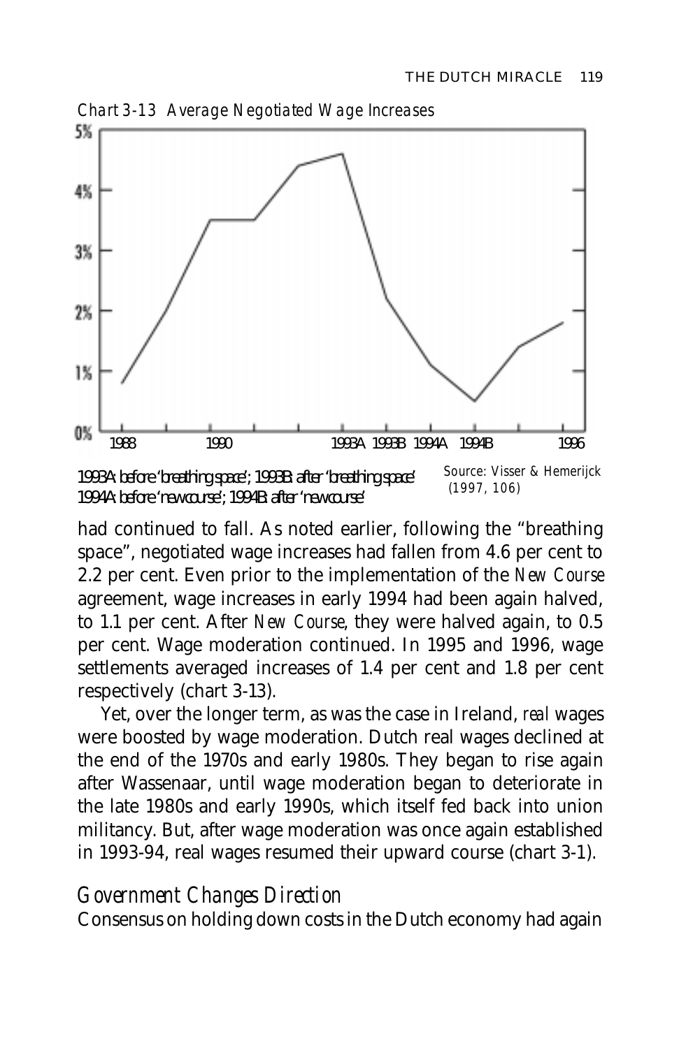*Chart 3-13 Average Negotiated Wage Increases*

1993A: before 'breathing space'; 1993B: after 'breathing space'
1994A: before 'new course'; 1994B: after 'new course'

Source: Visser & Hemerijck (1997, 106)

had continued to fall. As noted earlier, following the "breathing space", negotiated wage increases had fallen from 4.6 per cent to 2.2 per cent. Even prior to the implementation of the *New Course* agreement, wage increases in early 1994 had been again halved, to 1.1 per cent. After *New Course*, they were halved again, to 0.5 per cent. Wage moderation continued. In 1995 and 1996, wage settlements averaged increases of 1.4 per cent and 1.8 per cent respectively (chart 3-13).

Yet, over the longer term, as was the case in Ireland, *real* wages were boosted by wage moderation. Dutch real wages declined at the end of the 1970s and early 1980s. They began to rise again after Wassenaar, until wage moderation began to deteriorate in the late 1980s and early 1990s, which itself fed back into union militancy. But, after wage moderation was once again established in 1993-94, real wages resumed their upward course (chart 3-1).

## *Government Changes Direction*

Consensus on holding down costs in the Dutch economy had again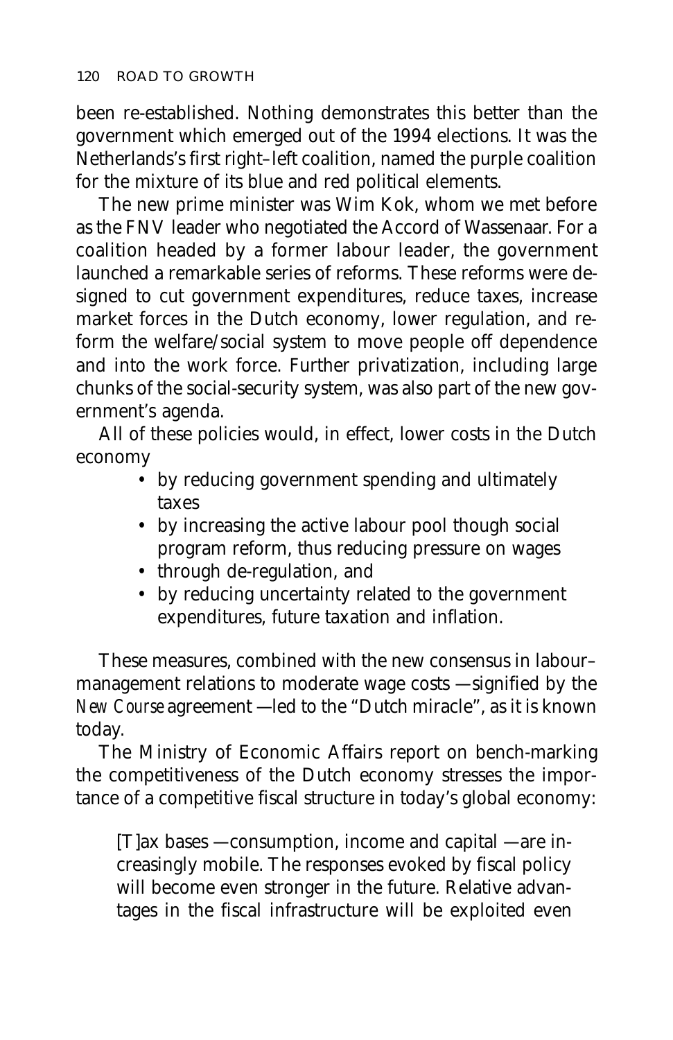been re-established. Nothing demonstrates this better than the government which emerged out of the 1994 elections. It was the Netherlands's first right–left coalition, named the purple coalition for the mixture of its blue and red political elements.

The new prime minister was Wim Kok, whom we met before as the FNV leader who negotiated the Accord of Wassenaar. For a coalition headed by a former labour leader, the government launched a remarkable series of reforms. These reforms were designed to cut government expenditures, reduce taxes, increase market forces in the Dutch economy, lower regulation, and reform the welfare/social system to move people off dependence and into the work force. Further privatization, including large chunks of the social-security system, was also part of the new government's agenda.

All of these policies would, in effect, lower costs in the Dutch economy

- by reducing government spending and ultimately taxes
- by increasing the active labour pool though social program reform, thus reducing pressure on wages
- through de-regulation, and
- by reducing uncertainty related to the government expenditures, future taxation and inflation.

These measures, combined with the new consensus in labour–management relations to moderate wage costs —signified by the *New Course* agreement —led to the "Dutch miracle", as it is known today.

The Ministry of Economic Affairs report on bench-marking the competitiveness of the Dutch economy stresses the importance of a competitive fiscal structure in today's global economy:

> [T]ax bases —consumption, income and capital —are increasingly mobile. The responses evoked by fiscal policy will become even stronger in the future. Relative advantages in the fiscal infrastructure will be exploited even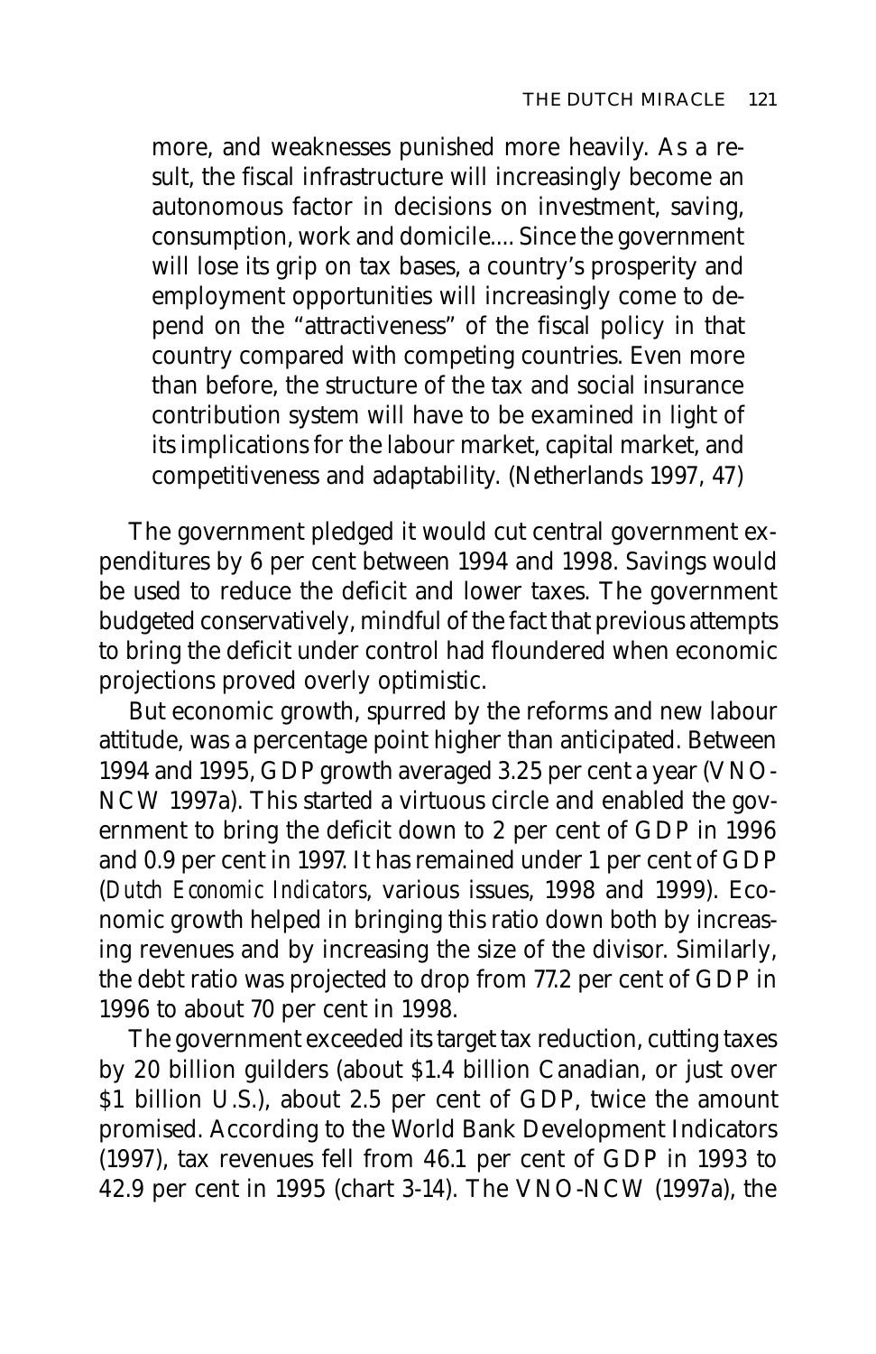> more, and weaknesses punished more heavily. As a result, the fiscal infrastructure will increasingly become an autonomous factor in decisions on investment, saving, consumption, work and domicile.... Since the government will lose its grip on tax bases, a country's prosperity and employment opportunities will increasingly come to depend on the "attractiveness" of the fiscal policy in that country compared with competing countries. Even more than before, the structure of the tax and social insurance contribution system will have to be examined in light of its implications for the labour market, capital market, and competitiveness and adaptability. (Netherlands 1997, 47)

The government pledged it would cut central government expenditures by 6 per cent between 1994 and 1998. Savings would be used to reduce the deficit and lower taxes. The government budgeted conservatively, mindful of the fact that previous attempts to bring the deficit under control had floundered when economic projections proved overly optimistic.

But economic growth, spurred by the reforms and new labour attitude, was a percentage point higher than anticipated. Between 1994 and 1995, GDP growth averaged 3.25 per cent a year (VNO-NCW 1997a). This started a virtuous circle and enabled the government to bring the deficit down to 2 per cent of GDP in 1996 and 0.9 per cent in 1997. It has remained under 1 per cent of GDP (*Dutch Economic Indicators*, various issues, 1998 and 1999). Economic growth helped in bringing this ratio down both by increasing revenues and by increasing the size of the divisor. Similarly, the debt ratio was projected to drop from 77.2 per cent of GDP in 1996 to about 70 per cent in 1998.

The government exceeded its target tax reduction, cutting taxes by 20 billion guilders (about $1.4 billion Canadian, or just over $1 billion U.S.), about 2.5 per cent of GDP, twice the amount promised. According to the World Bank Development Indicators (1997), tax revenues fell from 46.1 per cent of GDP in 1993 to 42.9 per cent in 1995 (chart 3-14). The VNO-NCW (1997a), the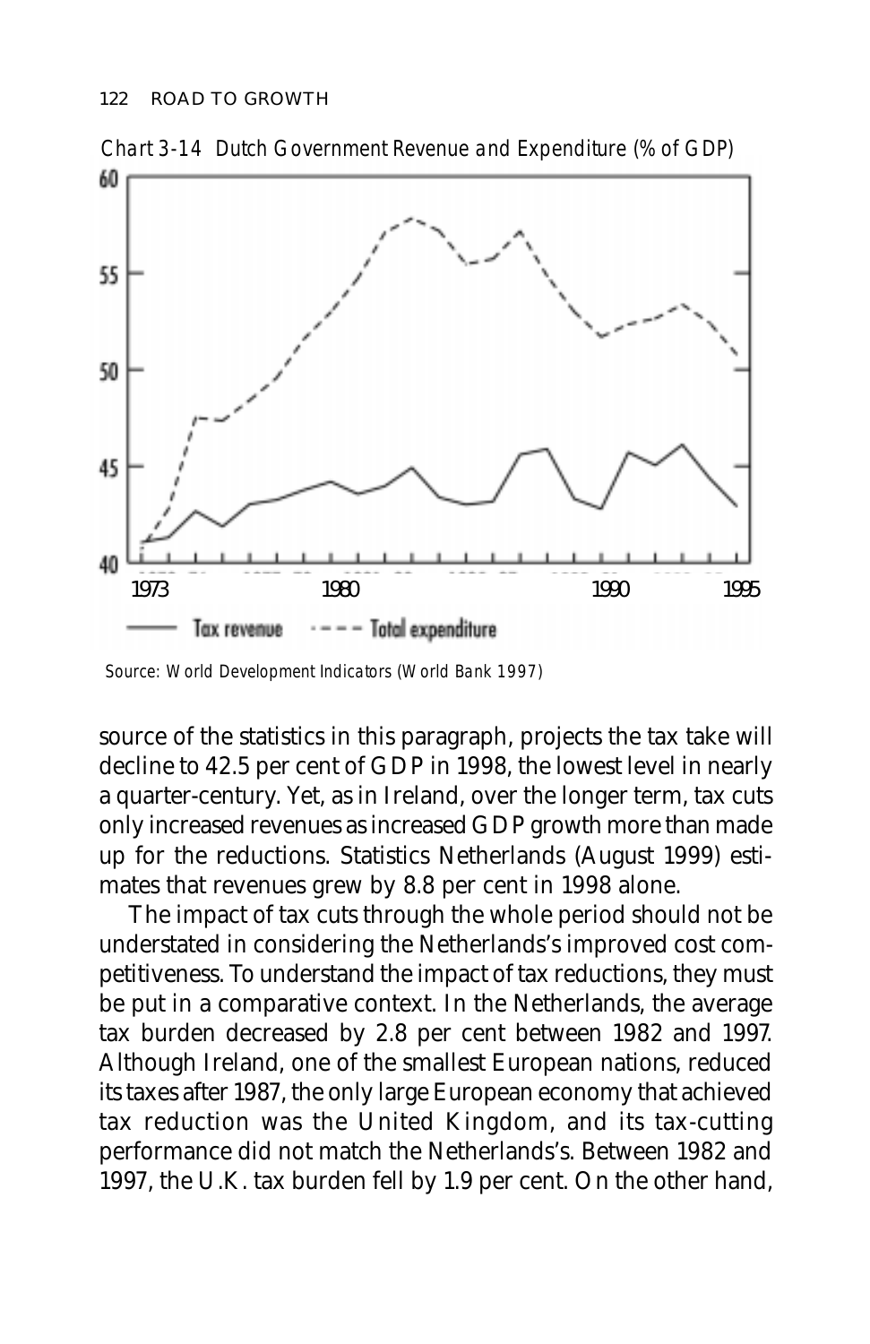*Chart 3-14 Dutch Government Revenue and Expenditure (% of GDP)*

*Source: World Development Indicators (World Bank 1997)*

source of the statistics in this paragraph, projects the tax take will decline to 42.5 per cent of GDP in 1998, the lowest level in nearly a quarter-century. Yet, as in Ireland, over the longer term, tax cuts only increased revenues as increased GDP growth more than made up for the reductions. Statistics Netherlands (August 1999) estimates that revenues grew by 8.8 per cent in 1998 alone.

The impact of tax cuts through the whole period should not be understated in considering the Netherlands's improved cost competitiveness. To understand the impact of tax reductions, they must be put in a comparative context. In the Netherlands, the average tax burden decreased by 2.8 per cent between 1982 and 1997. Although Ireland, one of the smallest European nations, reduced its taxes after 1987, the only large European economy that achieved tax reduction was the United Kingdom, and its tax-cutting performance did not match the Netherlands's. Between 1982 and 1997, the U.K. tax burden fell by 1.9 per cent. On the other hand,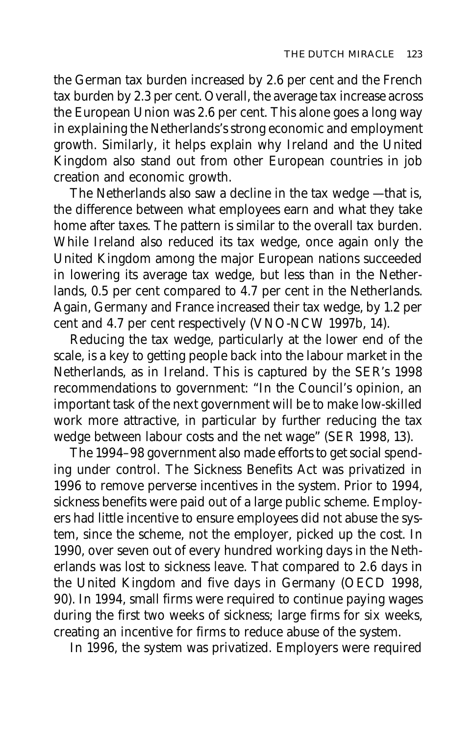the German tax burden increased by 2.6 per cent and the French tax burden by 2.3 per cent. Overall, the average tax increase across the European Union was 2.6 per cent. This alone goes a long way in explaining the Netherlands's strong economic and employment growth. Similarly, it helps explain why Ireland and the United Kingdom also stand out from other European countries in job creation and economic growth.

The Netherlands also saw a decline in the tax wedge —that is, the difference between what employees earn and what they take home after taxes. The pattern is similar to the overall tax burden. While Ireland also reduced its tax wedge, once again only the United Kingdom among the major European nations succeeded in lowering its average tax wedge, but less than in the Netherlands, 0.5 per cent compared to 4.7 per cent in the Netherlands. Again, Germany and France increased their tax wedge, by 1.2 per cent and 4.7 per cent respectively (VNO-NCW 1997b, 14).

Reducing the tax wedge, particularly at the lower end of the scale, is a key to getting people back into the labour market in the Netherlands, as in Ireland. This is captured by the SER's 1998 recommendations to government: "In the Council's opinion, an important task of the next government will be to make low-skilled work more attractive, in particular by further reducing the tax wedge between labour costs and the net wage" (SER 1998, 13).

The 1994–98 government also made efforts to get social spending under control. The Sickness Benefits Act was privatized in 1996 to remove perverse incentives in the system. Prior to 1994, sickness benefits were paid out of a large public scheme. Employers had little incentive to ensure employees did not abuse the system, since the scheme, not the employer, picked up the cost. In 1990, over seven out of every hundred working days in the Netherlands was lost to sickness leave. That compared to 2.6 days in the United Kingdom and five days in Germany (OECD 1998, 90). In 1994, small firms were required to continue paying wages during the first two weeks of sickness; large firms for six weeks, creating an incentive for firms to reduce abuse of the system.

In 1996, the system was privatized. Employers were required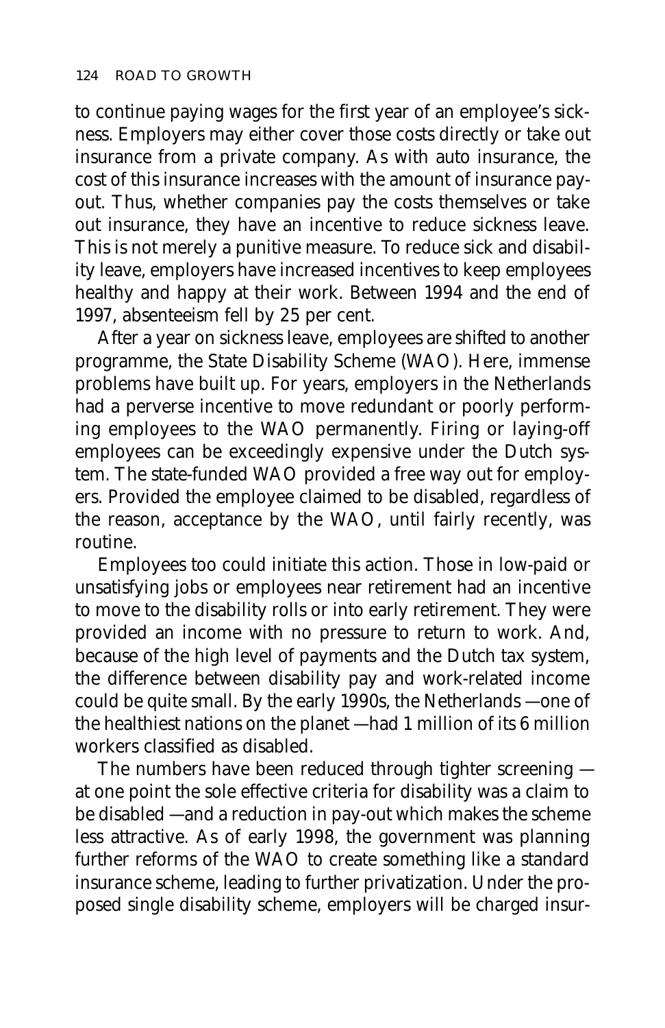to continue paying wages for the first year of an employee's sickness. Employers may either cover those costs directly or take out insurance from a private company. As with auto insurance, the cost of this insurance increases with the amount of insurance payout. Thus, whether companies pay the costs themselves or take out insurance, they have an incentive to reduce sickness leave. This is not merely a punitive measure. To reduce sick and disability leave, employers have increased incentives to keep employees healthy and happy at their work. Between 1994 and the end of 1997, absenteeism fell by 25 per cent.

After a year on sickness leave, employees are shifted to another programme, the State Disability Scheme (WAO). Here, immense problems have built up. For years, employers in the Netherlands had a perverse incentive to move redundant or poorly performing employees to the WAO permanently. Firing or laying-off employees can be exceedingly expensive under the Dutch system. The state-funded WAO provided a free way out for employers. Provided the employee claimed to be disabled, regardless of the reason, acceptance by the WAO, until fairly recently, was routine.

Employees too could initiate this action. Those in low-paid or unsatisfying jobs or employees near retirement had an incentive to move to the disability rolls or into early retirement. They were provided an income with no pressure to return to work. And, because of the high level of payments and the Dutch tax system, the difference between disability pay and work-related income could be quite small. By the early 1990s, the Netherlands —one of the healthiest nations on the planet —had 1 million of its 6 million workers classified as disabled.

The numbers have been reduced through tighter screening —at one point the sole effective criteria for disability was a claim to be disabled —and a reduction in pay-out which makes the scheme less attractive. As of early 1998, the government was planning further reforms of the WAO to create something like a standard insurance scheme, leading to further privatization. Under the proposed single disability scheme, employers will be charged insur-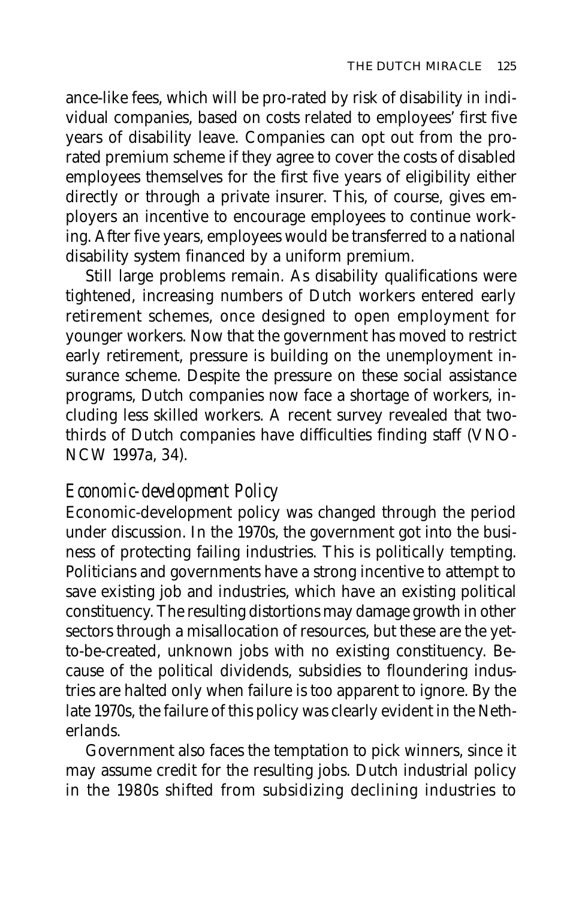ance-like fees, which will be pro-rated by risk of disability in individual companies, based on costs related to employees' first five years of disability leave. Companies can opt out from the pro-rated premium scheme if they agree to cover the costs of disabled employees themselves for the first five years of eligibility either directly or through a private insurer. This, of course, gives employers an incentive to encourage employees to continue working. After five years, employees would be transferred to a national disability system financed by a uniform premium.

Still large problems remain. As disability qualifications were tightened, increasing numbers of Dutch workers entered early retirement schemes, once designed to open employment for younger workers. Now that the government has moved to restrict early retirement, pressure is building on the unemployment insurance scheme. Despite the pressure on these social assistance programs, Dutch companies now face a shortage of workers, including less skilled workers. A recent survey revealed that two-thirds of Dutch companies have difficulties finding staff (VNO-NCW 1997a, 34).

### *Economic-development Policy*

Economic-development policy was changed through the period under discussion. In the 1970s, the government got into the business of protecting failing industries. This is politically tempting. Politicians and governments have a strong incentive to attempt to save existing job and industries, which have an existing political constituency. The resulting distortions may damage growth in other sectors through a misallocation of resources, but these are the yet-to-be-created, unknown jobs with no existing constituency. Because of the political dividends, subsidies to floundering industries are halted only when failure is too apparent to ignore. By the late 1970s, the failure of this policy was clearly evident in the Netherlands.

Government also faces the temptation to pick winners, since it may assume credit for the resulting jobs. Dutch industrial policy in the 1980s shifted from subsidizing declining industries to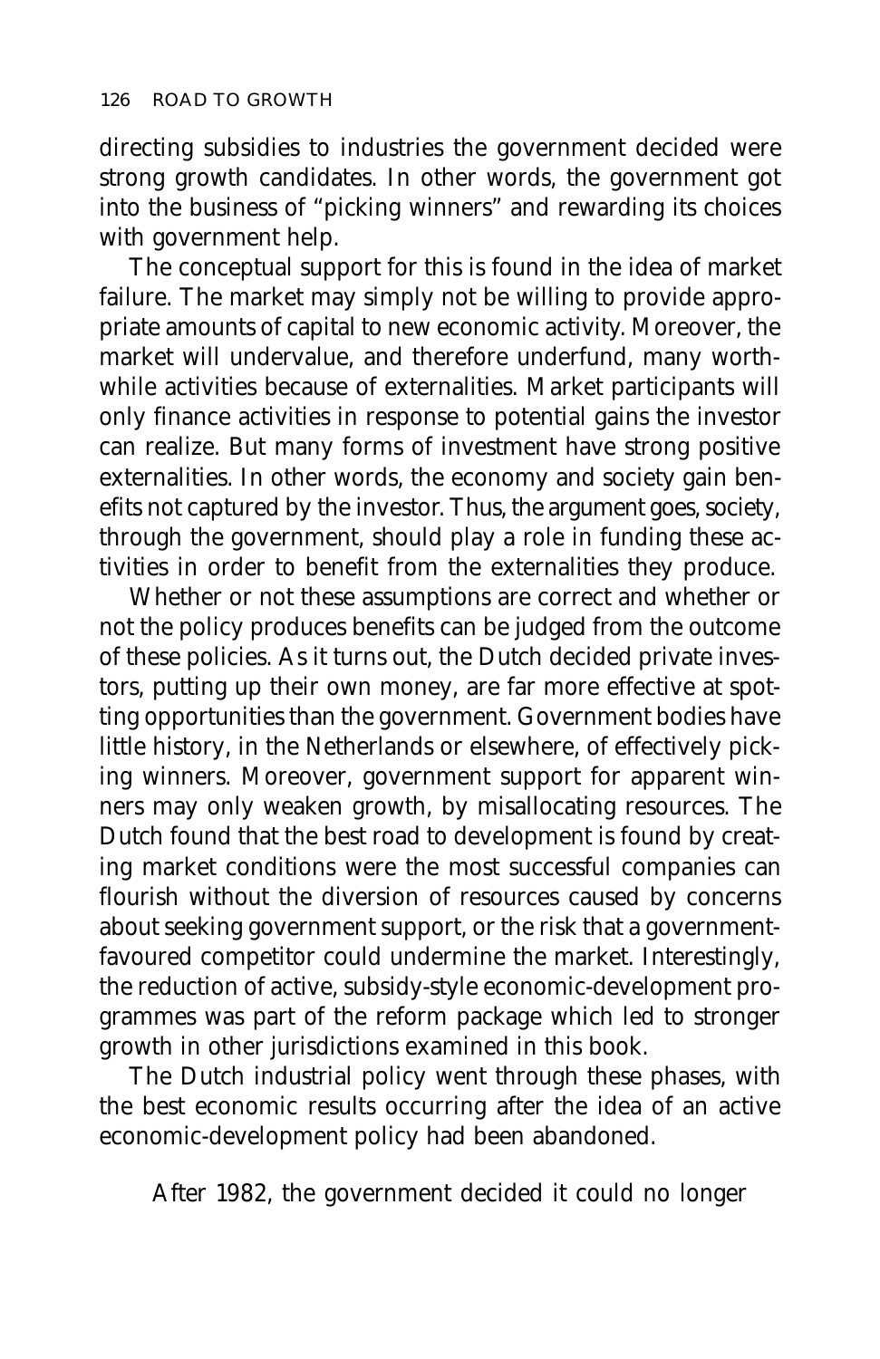directing subsidies to industries the government decided were strong growth candidates. In other words, the government got into the business of "picking winners" and rewarding its choices with government help.

The conceptual support for this is found in the idea of market failure. The market may simply not be willing to provide appropriate amounts of capital to new economic activity. Moreover, the market will undervalue, and therefore underfund, many worthwhile activities because of externalities. Market participants will only finance activities in response to potential gains the investor can realize. But many forms of investment have strong positive externalities. In other words, the economy and society gain benefits not captured by the investor. Thus, the argument goes, society, through the government, should play a role in funding these activities in order to benefit from the externalities they produce.

Whether or not these assumptions are correct and whether or not the policy produces benefits can be judged from the outcome of these policies. As it turns out, the Dutch decided private investors, putting up their own money, are far more effective at spotting opportunities than the government. Government bodies have little history, in the Netherlands or elsewhere, of effectively picking winners. Moreover, government support for apparent winners may only weaken growth, by misallocating resources. The Dutch found that the best road to development is found by creating market conditions were the most successful companies can flourish without the diversion of resources caused by concerns about seeking government support, or the risk that a government-favoured competitor could undermine the market. Interestingly, the reduction of active, subsidy-style economic-development programmes was part of the reform package which led to stronger growth in other jurisdictions examined in this book.

The Dutch industrial policy went through these phases, with the best economic results occurring after the idea of an active economic-development policy had been abandoned.

After 1982, the government decided it could no longer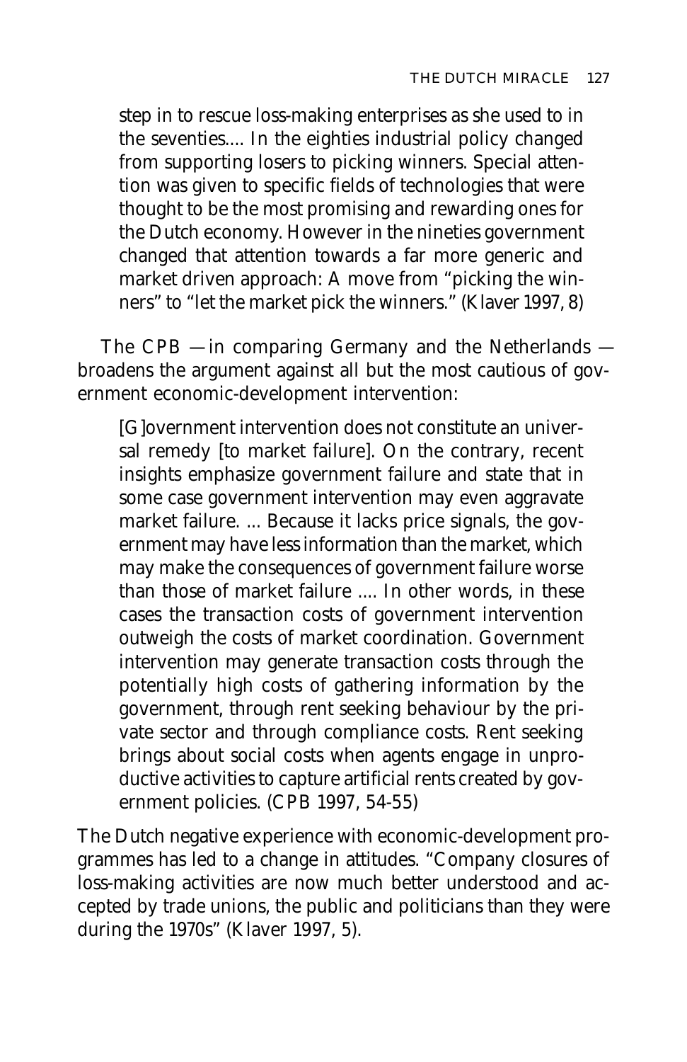> step in to rescue loss-making enterprises as she used to in the seventies.... In the eighties industrial policy changed from supporting losers to picking winners. Special attention was given to specific fields of technologies that were thought to be the most promising and rewarding ones for the Dutch economy. However in the nineties government changed that attention towards a far more generic and market driven approach: A move from "picking the winners" to "let the market pick the winners." (Klaver 1997, 8)

The CPB — in comparing Germany and the Netherlands — broadens the argument against all but the most cautious of government economic-development intervention:

> [G]overnment intervention does not constitute an universal remedy [to market failure]. On the contrary, recent insights emphasize government failure and state that in some case government intervention may even aggravate market failure. ... Because it lacks price signals, the government may have less information than the market, which may make the consequences of government failure worse than those of market failure .... In other words, in these cases the transaction costs of government intervention outweigh the costs of market coordination. Government intervention may generate transaction costs through the potentially high costs of gathering information by the government, through rent seeking behaviour by the private sector and through compliance costs. Rent seeking brings about social costs when agents engage in unproductive activities to capture artificial rents created by government policies. (CPB 1997, 54-55)

The Dutch negative experience with economic-development programmes has led to a change in attitudes. "Company closures of loss-making activities are now much better understood and accepted by trade unions, the public and politicians than they were during the 1970s" (Klaver 1997, 5).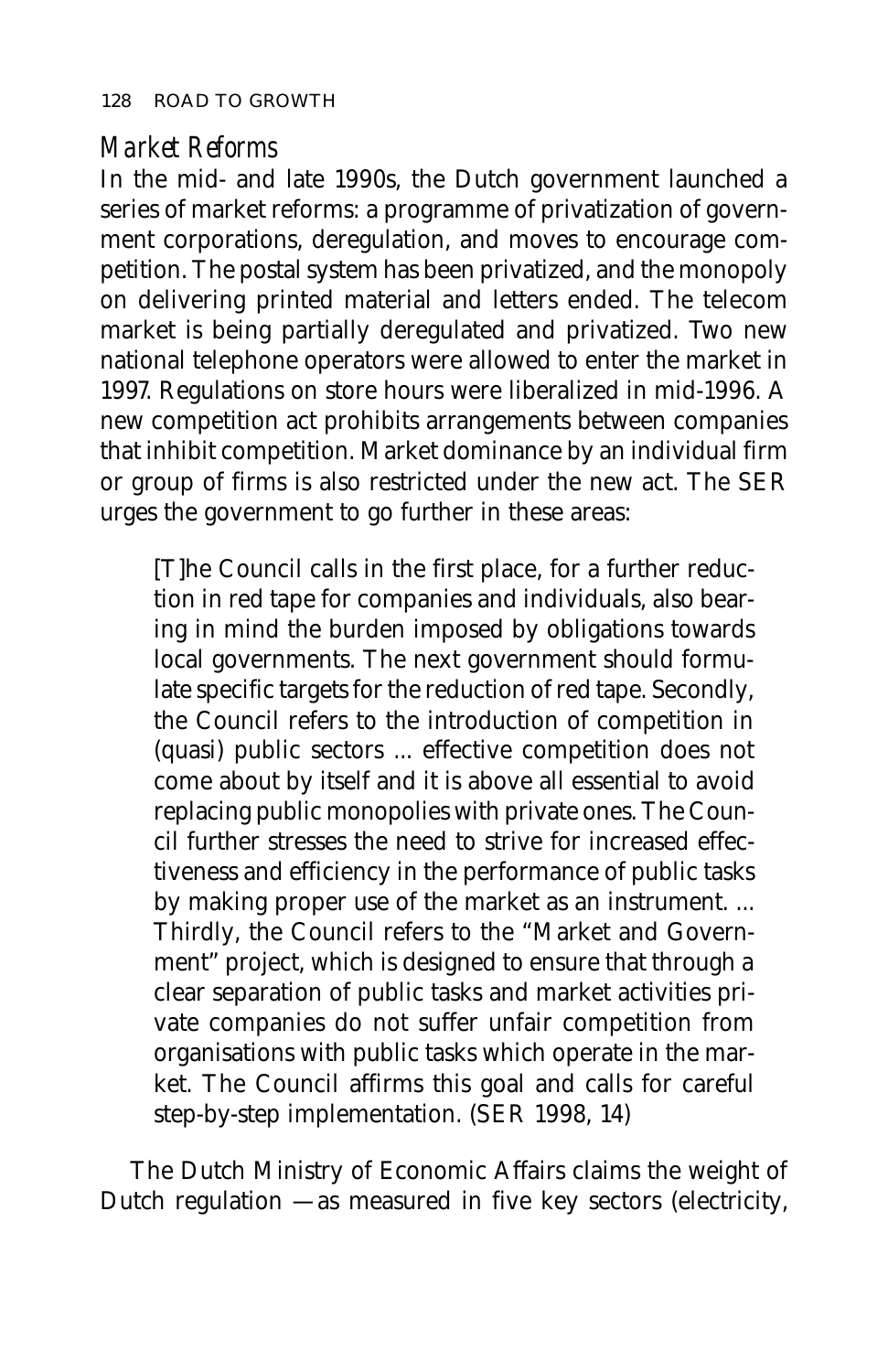## *Market Reforms*

In the mid- and late 1990s, the Dutch government launched a series of market reforms: a programme of privatization of government corporations, deregulation, and moves to encourage competition. The postal system has been privatized, and the monopoly on delivering printed material and letters ended. The telecom market is being partially deregulated and privatized. Two new national telephone operators were allowed to enter the market in 1997. Regulations on store hours were liberalized in mid-1996. A new competition act prohibits arrangements between companies that inhibit competition. Market dominance by an individual firm or group of firms is also restricted under the new act. The SER urges the government to go further in these areas:

> [T]he Council calls in the first place, for a further reduction in red tape for companies and individuals, also bearing in mind the burden imposed by obligations towards local governments. The next government should formulate specific targets for the reduction of red tape. Secondly, the Council refers to the introduction of competition in (quasi) public sectors ... effective competition does not come about by itself and it is above all essential to avoid replacing public monopolies with private ones. The Council further stresses the need to strive for increased effectiveness and efficiency in the performance of public tasks by making proper use of the market as an instrument. ... Thirdly, the Council refers to the "Market and Government" project, which is designed to ensure that through a clear separation of public tasks and market activities private companies do not suffer unfair competition from organisations with public tasks which operate in the market. The Council affirms this goal and calls for careful step-by-step implementation. (SER 1998, 14)

The Dutch Ministry of Economic Affairs claims the weight of Dutch regulation —as measured in five key sectors (electricity,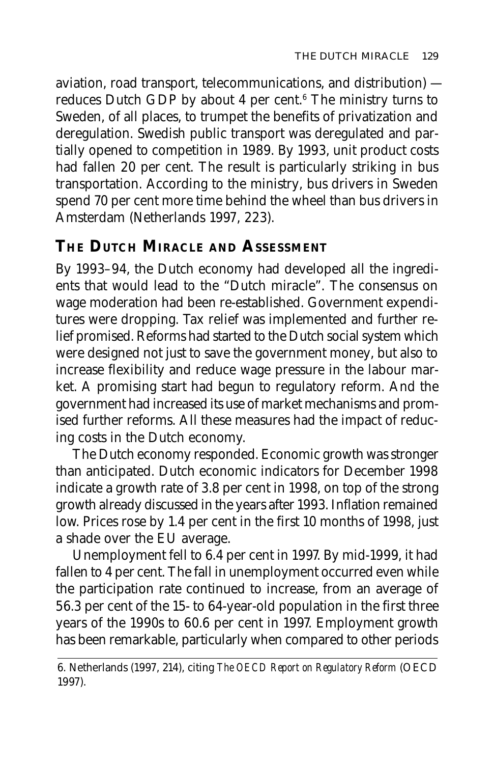aviation, road transport, telecommunications, and distribution) — reduces Dutch GDP by about 4 per cent.[6] The ministry turns to Sweden, of all places, to trumpet the benefits of privatization and deregulation. Swedish public transport was deregulated and partially opened to competition in 1989. By 1993, unit product costs had fallen 20 per cent. The result is particularly striking in bus transportation. According to the ministry, bus drivers in Sweden spend 70 per cent more time behind the wheel than bus drivers in Amsterdam (Netherlands 1997, 223).

## THE DUTCH MIRACLE AND ASSESSMENT

By 1993–94, the Dutch economy had developed all the ingredients that would lead to the "Dutch miracle". The consensus on wage moderation had been re-established. Government expenditures were dropping. Tax relief was implemented and further relief promised. Reforms had started to the Dutch social system which were designed not just to save the government money, but also to increase flexibility and reduce wage pressure in the labour market. A promising start had begun to regulatory reform. And the government had increased its use of market mechanisms and promised further reforms. All these measures had the impact of reducing costs in the Dutch economy.

The Dutch economy responded. Economic growth was stronger than anticipated. Dutch economic indicators for December 1998 indicate a growth rate of 3.8 per cent in 1998, on top of the strong growth already discussed in the years after 1993. Inflation remained low. Prices rose by 1.4 per cent in the first 10 months of 1998, just a shade over the EU average.

Unemployment fell to 6.4 per cent in 1997. By mid-1999, it had fallen to 4 per cent. The fall in unemployment occurred even while the participation rate continued to increase, from an average of 56.3 per cent of the 15- to 64-year-old population in the first three years of the 1990s to 60.6 per cent in 1997. Employment growth has been remarkable, particularly when compared to other periods

---

6. Netherlands (1997, 214), citing *The OECD Report on Regulatory Reform* (OECD 1997).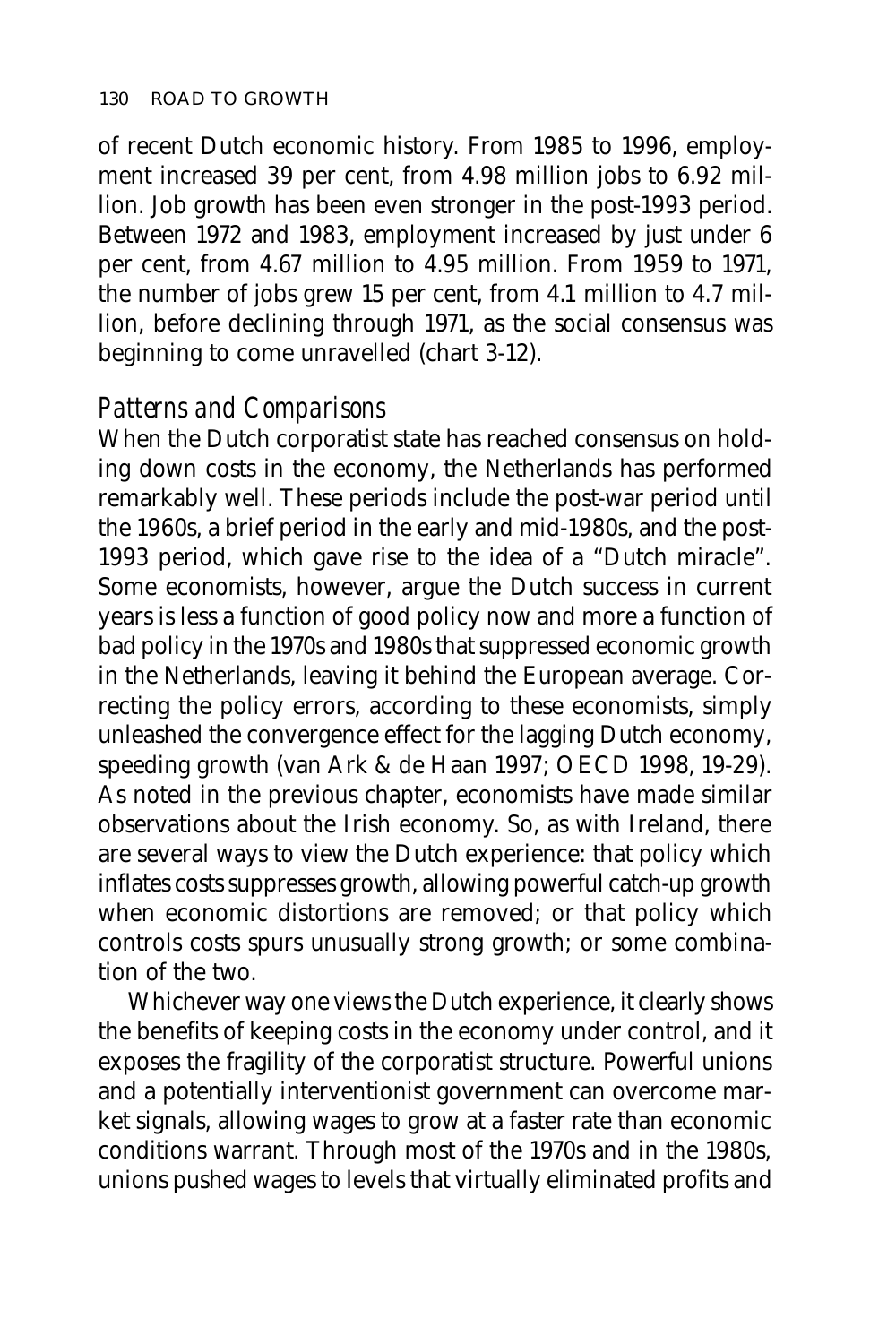of recent Dutch economic history. From 1985 to 1996, employment increased 39 per cent, from 4.98 million jobs to 6.92 million. Job growth has been even stronger in the post-1993 period. Between 1972 and 1983, employment increased by just under 6 per cent, from 4.67 million to 4.95 million. From 1959 to 1971, the number of jobs grew 15 per cent, from 4.1 million to 4.7 million, before declining through 1971, as the social consensus was beginning to come unravelled (chart 3-12).

### *Patterns and Comparisons*

When the Dutch corporatist state has reached consensus on holding down costs in the economy, the Netherlands has performed remarkably well. These periods include the post-war period until the 1960s, a brief period in the early and mid-1980s, and the post-1993 period, which gave rise to the idea of a "Dutch miracle". Some economists, however, argue the Dutch success in current years is less a function of good policy now and more a function of bad policy in the 1970s and 1980s that suppressed economic growth in the Netherlands, leaving it behind the European average. Correcting the policy errors, according to these economists, simply unleashed the convergence effect for the lagging Dutch economy, speeding growth (van Ark & de Haan 1997; OECD 1998, 19-29). As noted in the previous chapter, economists have made similar observations about the Irish economy. So, as with Ireland, there are several ways to view the Dutch experience: that policy which inflates costs suppresses growth, allowing powerful catch-up growth when economic distortions are removed; or that policy which controls costs spurs unusually strong growth; or some combination of the two.

Whichever way one views the Dutch experience, it clearly shows the benefits of keeping costs in the economy under control, and it exposes the fragility of the corporatist structure. Powerful unions and a potentially interventionist government can overcome market signals, allowing wages to grow at a faster rate than economic conditions warrant. Through most of the 1970s and in the 1980s, unions pushed wages to levels that virtually eliminated profits and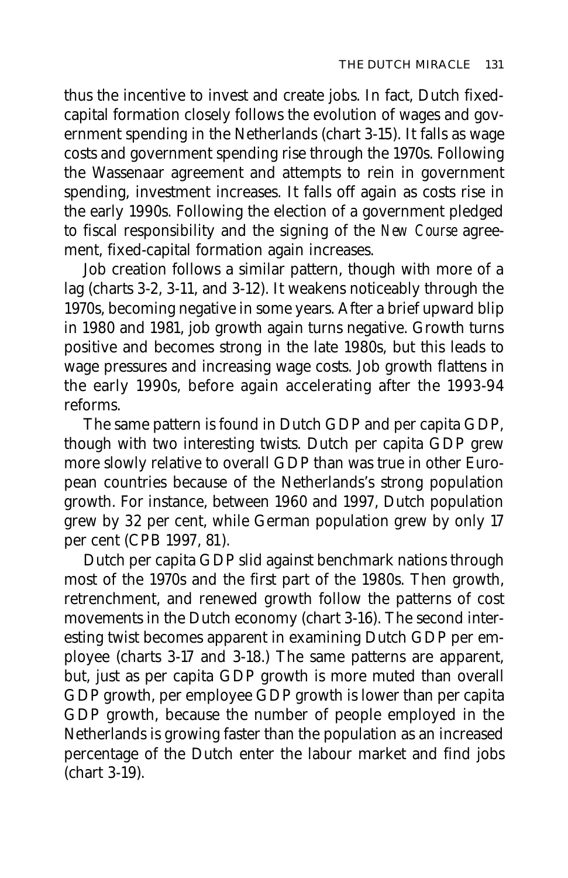thus the incentive to invest and create jobs. In fact, Dutch fixed-capital formation closely follows the evolution of wages and government spending in the Netherlands (chart 3-15). It falls as wage costs and government spending rise through the 1970s. Following the Wassenaar agreement and attempts to rein in government spending, investment increases. It falls off again as costs rise in the early 1990s. Following the election of a government pledged to fiscal responsibility and the signing of the *New Course* agreement, fixed-capital formation again increases.

Job creation follows a similar pattern, though with more of a lag (charts 3-2, 3-11, and 3-12). It weakens noticeably through the 1970s, becoming negative in some years. After a brief upward blip in 1980 and 1981, job growth again turns negative. Growth turns positive and becomes strong in the late 1980s, but this leads to wage pressures and increasing wage costs. Job growth flattens in the early 1990s, before again accelerating after the 1993-94 reforms.

The same pattern is found in Dutch GDP and per capita GDP, though with two interesting twists. Dutch per capita GDP grew more slowly relative to overall GDP than was true in other European countries because of the Netherlands's strong population growth. For instance, between 1960 and 1997, Dutch population grew by 32 per cent, while German population grew by only 17 per cent (CPB 1997, 81).

Dutch per capita GDP slid against benchmark nations through most of the 1970s and the first part of the 1980s. Then growth, retrenchment, and renewed growth follow the patterns of cost movements in the Dutch economy (chart 3-16). The second interesting twist becomes apparent in examining Dutch GDP per employee (charts 3-17 and 3-18.) The same patterns are apparent, but, just as per capita GDP growth is more muted than overall GDP growth, per employee GDP growth is lower than per capita GDP growth, because the number of people employed in the Netherlands is growing faster than the population as an increased percentage of the Dutch enter the labour market and find jobs (chart 3-19).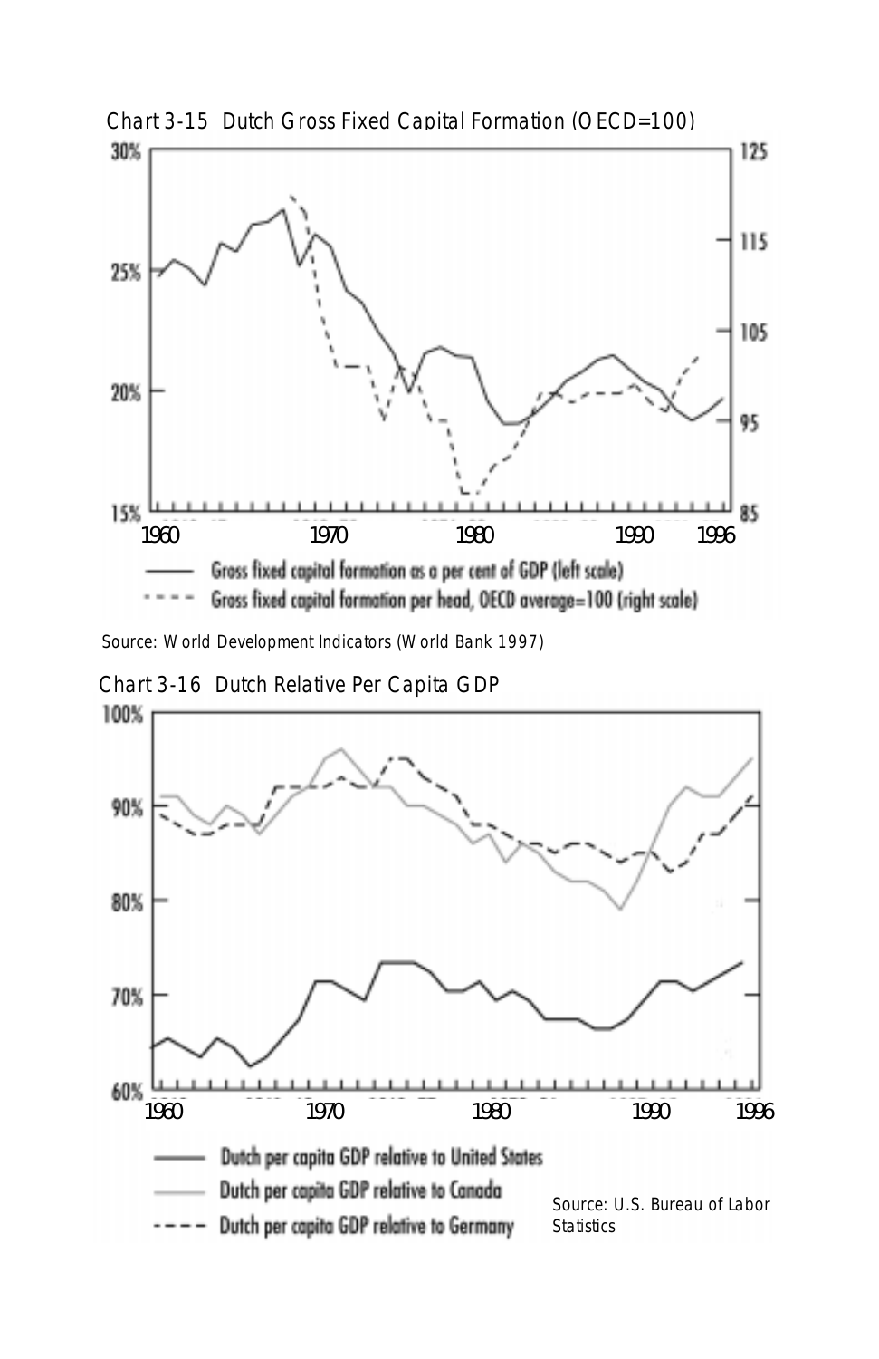Chart 3-15 Dutch Gross Fixed Capital Formation (OECD=100)

Source: World Development Indicators (World Bank 1997)

Chart 3-16 Dutch Relative Per Capita GDP

Source: U.S. Bureau of Labor Statistics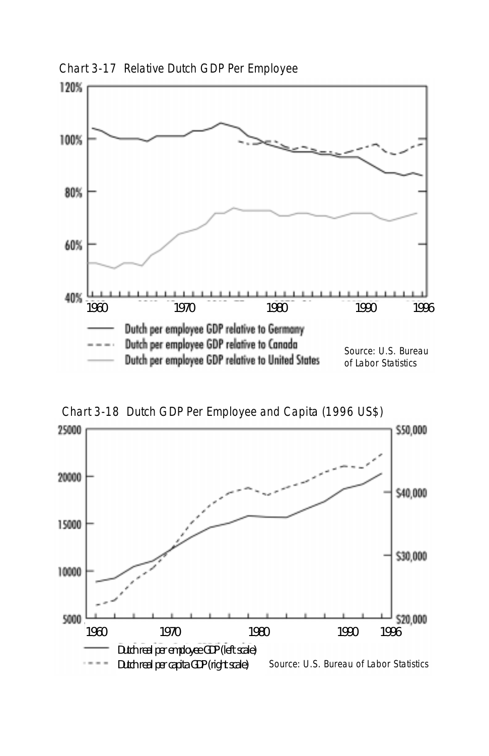Chart 3-17 Relative Dutch GDP Per Employee

Source: U.S. Bureau of Labor Statistics

Chart 3-18 Dutch GDP Per Employee and Capita (1996 US$)

Source: U.S. Bureau of Labor Statistics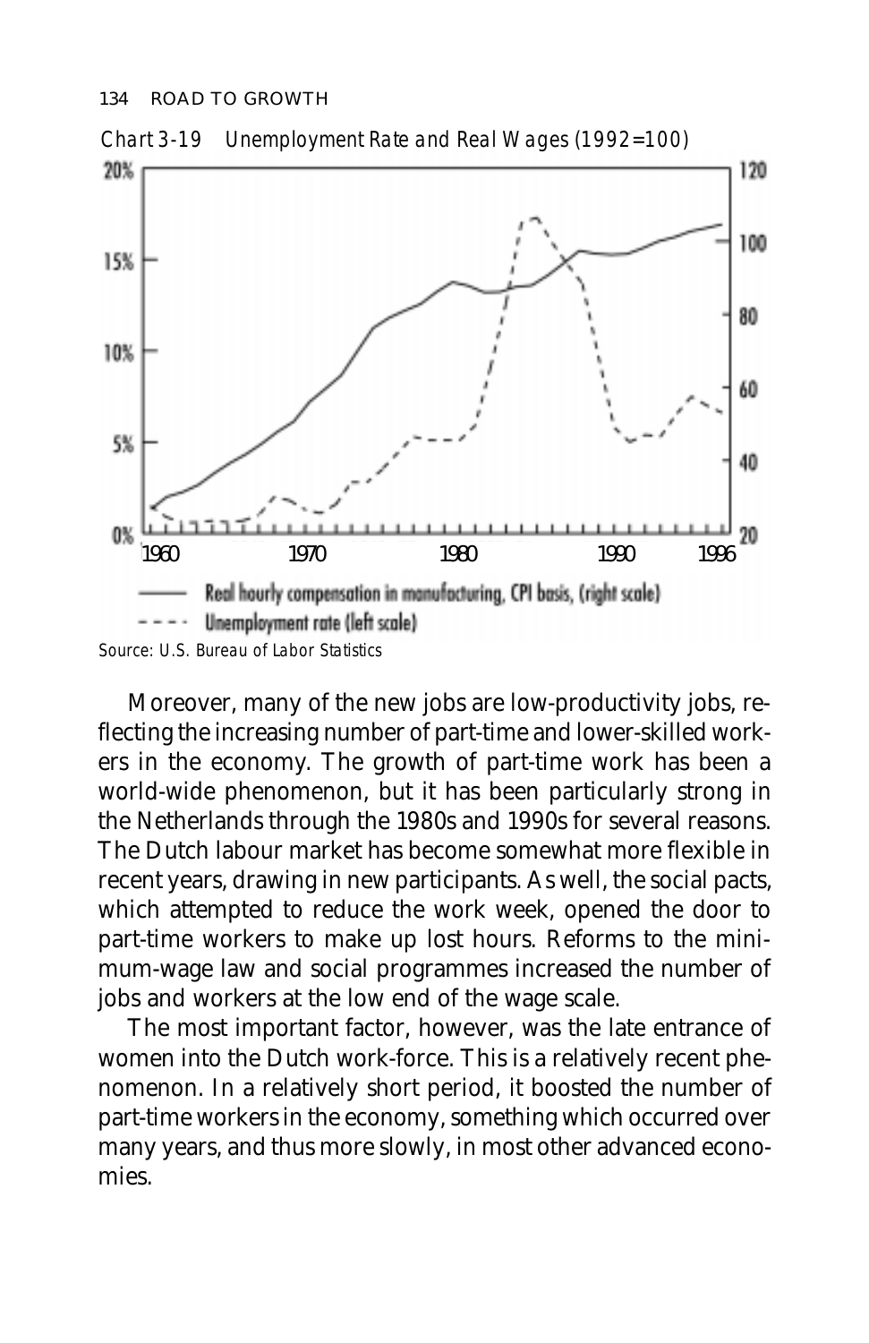*Chart 3-19 Unemployment Rate and Real Wages (1992=100)*

Source: U.S. Bureau of Labor Statistics

Moreover, many of the new jobs are low-productivity jobs, reflecting the increasing number of part-time and lower-skilled workers in the economy. The growth of part-time work has been a world-wide phenomenon, but it has been particularly strong in the Netherlands through the 1980s and 1990s for several reasons. The Dutch labour market has become somewhat more flexible in recent years, drawing in new participants. As well, the social pacts, which attempted to reduce the work week, opened the door to part-time workers to make up lost hours. Reforms to the minimum-wage law and social programmes increased the number of jobs and workers at the low end of the wage scale.

The most important factor, however, was the late entrance of women into the Dutch work-force. This is a relatively recent phenomenon. In a relatively short period, it boosted the number of part-time workers in the economy, something which occurred over many years, and thus more slowly, in most other advanced economies.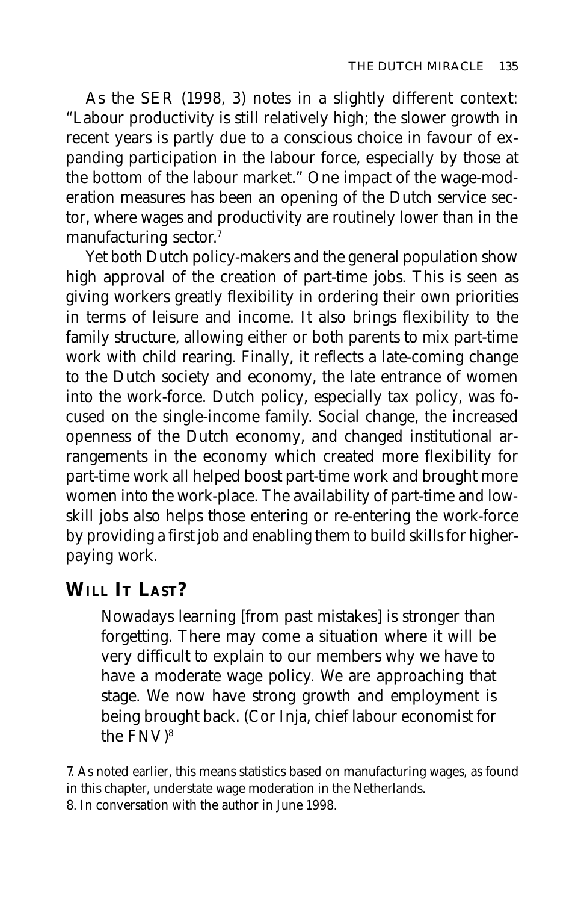As the SER (1998, 3) notes in a slightly different context: "Labour productivity is still relatively high; the slower growth in recent years is partly due to a conscious choice in favour of expanding participation in the labour force, especially by those at the bottom of the labour market." One impact of the wage-moderation measures has been an opening of the Dutch service sector, where wages and productivity are routinely lower than in the manufacturing sector.[7]

Yet both Dutch policy-makers and the general population show high approval of the creation of part-time jobs. This is seen as giving workers greatly flexibility in ordering their own priorities in terms of leisure and income. It also brings flexibility to the family structure, allowing either or both parents to mix part-time work with child rearing. Finally, it reflects a late-coming change to the Dutch society and economy, the late entrance of women into the work-force. Dutch policy, especially tax policy, was focused on the single-income family. Social change, the increased openness of the Dutch economy, and changed institutional arrangements in the economy which created more flexibility for part-time work all helped boost part-time work and brought more women into the work-place. The availability of part-time and low-skill jobs also helps those entering or re-entering the work-force by providing a first job and enabling them to build skills for higher-paying work.

## WILL IT LAST?

> Nowadays learning [from past mistakes] is stronger than forgetting. There may come a situation where it will be very difficult to explain to our members why we have to have a moderate wage policy. We are approaching that stage. We now have strong growth and employment is being brought back. (Cor Inja, chief labour economist for the FNV)[8]

---

7. As noted earlier, this means statistics based on manufacturing wages, as found in this chapter, understate wage moderation in the Netherlands.

8. In conversation with the author in June 1998.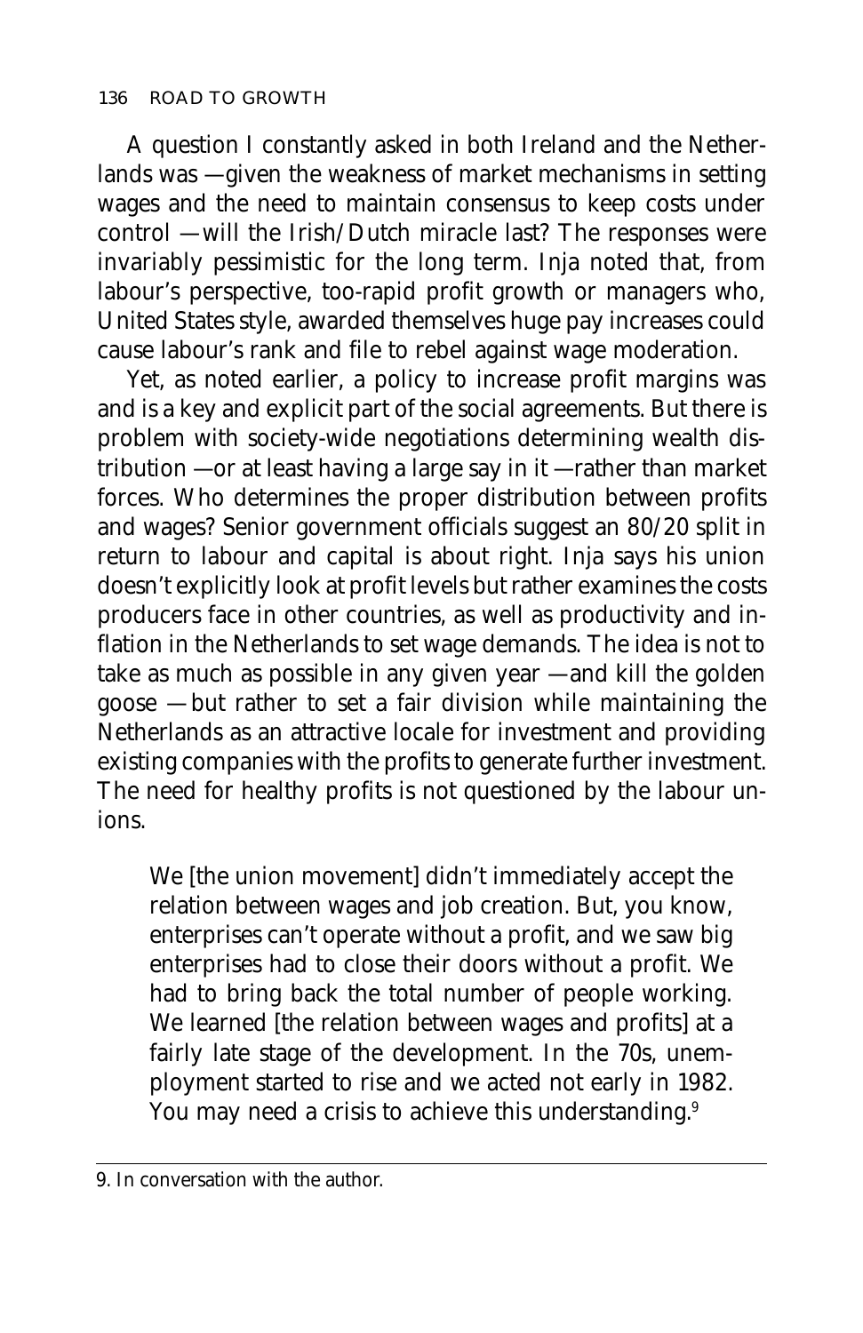A question I constantly asked in both Ireland and the Netherlands was —given the weakness of market mechanisms in setting wages and the need to maintain consensus to keep costs under control —will the Irish/Dutch miracle last? The responses were invariably pessimistic for the long term. Inja noted that, from labour's perspective, too-rapid profit growth or managers who, United States style, awarded themselves huge pay increases could cause labour's rank and file to rebel against wage moderation.

Yet, as noted earlier, a policy to increase profit margins was and is a key and explicit part of the social agreements. But there is problem with society-wide negotiations determining wealth distribution —or at least having a large say in it —rather than market forces. Who determines the proper distribution between profits and wages? Senior government officials suggest an 80/20 split in return to labour and capital is about right. Inja says his union doesn't explicitly look at profit levels but rather examines the costs producers face in other countries, as well as productivity and inflation in the Netherlands to set wage demands. The idea is not to take as much as possible in any given year —and kill the golden goose —but rather to set a fair division while maintaining the Netherlands as an attractive locale for investment and providing existing companies with the profits to generate further investment. The need for healthy profits is not questioned by the labour unions.

> We [the union movement] didn't immediately accept the relation between wages and job creation. But, you know, enterprises can't operate without a profit, and we saw big enterprises had to close their doors without a profit. We had to bring back the total number of people working. We learned [the relation between wages and profits] at a fairly late stage of the development. In the 70s, unemployment started to rise and we acted not early in 1982. You may need a crisis to achieve this understanding.[9]

9. In conversation with the author.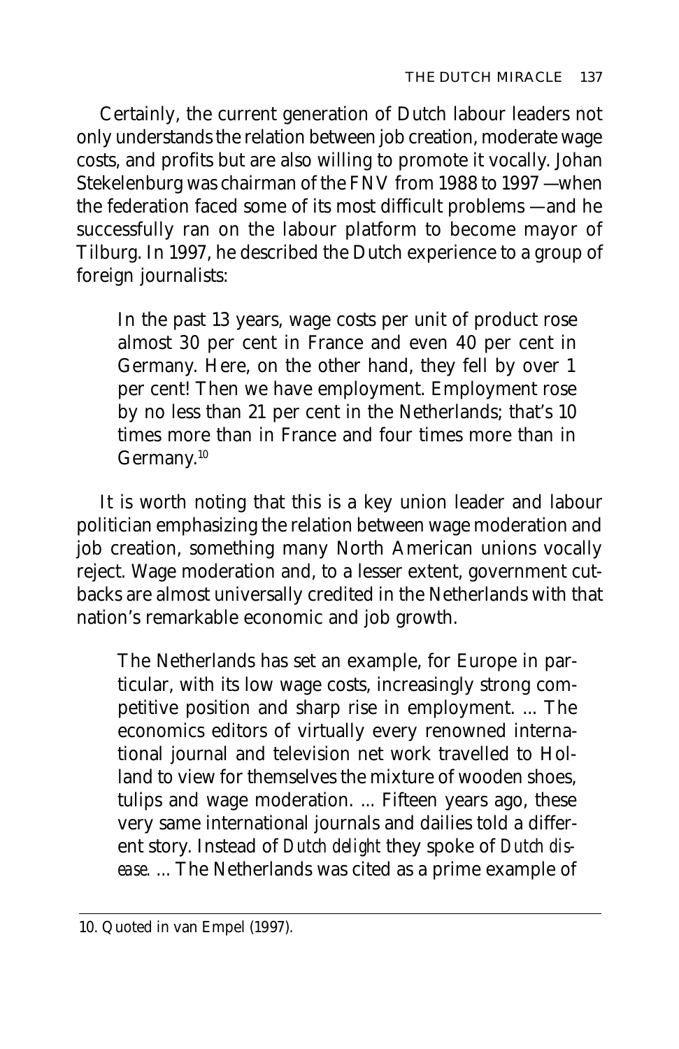Certainly, the current generation of Dutch labour leaders not only understands the relation between job creation, moderate wage costs, and profits but are also willing to promote it vocally. Johan Stekelenburg was chairman of the FNV from 1988 to 1997 —when the federation faced some of its most difficult problems —and he successfully ran on the labour platform to become mayor of Tilburg. In 1997, he described the Dutch experience to a group of foreign journalists:

> In the past 13 years, wage costs per unit of product rose almost 30 per cent in France and even 40 per cent in Germany. Here, on the other hand, they fell by over 1 per cent! Then we have employment. Employment rose by no less than 21 per cent in the Netherlands; that's 10 times more than in France and four times more than in Germany.[10]

It is worth noting that this is a key union leader and labour politician emphasizing the relation between wage moderation and job creation, something many North American unions vocally reject. Wage moderation and, to a lesser extent, government cutbacks are almost universally credited in the Netherlands with that nation's remarkable economic and job growth.

> The Netherlands has set an example, for Europe in particular, with its low wage costs, increasingly strong competitive position and sharp rise in employment. ... The economics editors of virtually every renowned international journal and television net work travelled to Holland to view for themselves the mixture of wooden shoes, tulips and wage moderation. ... Fifteen years ago, these very same international journals and dailies told a different story. Instead of *Dutch delight* they spoke of *Dutch disease*. ... The Netherlands was cited as a prime example of

10. Quoted in van Empel (1997).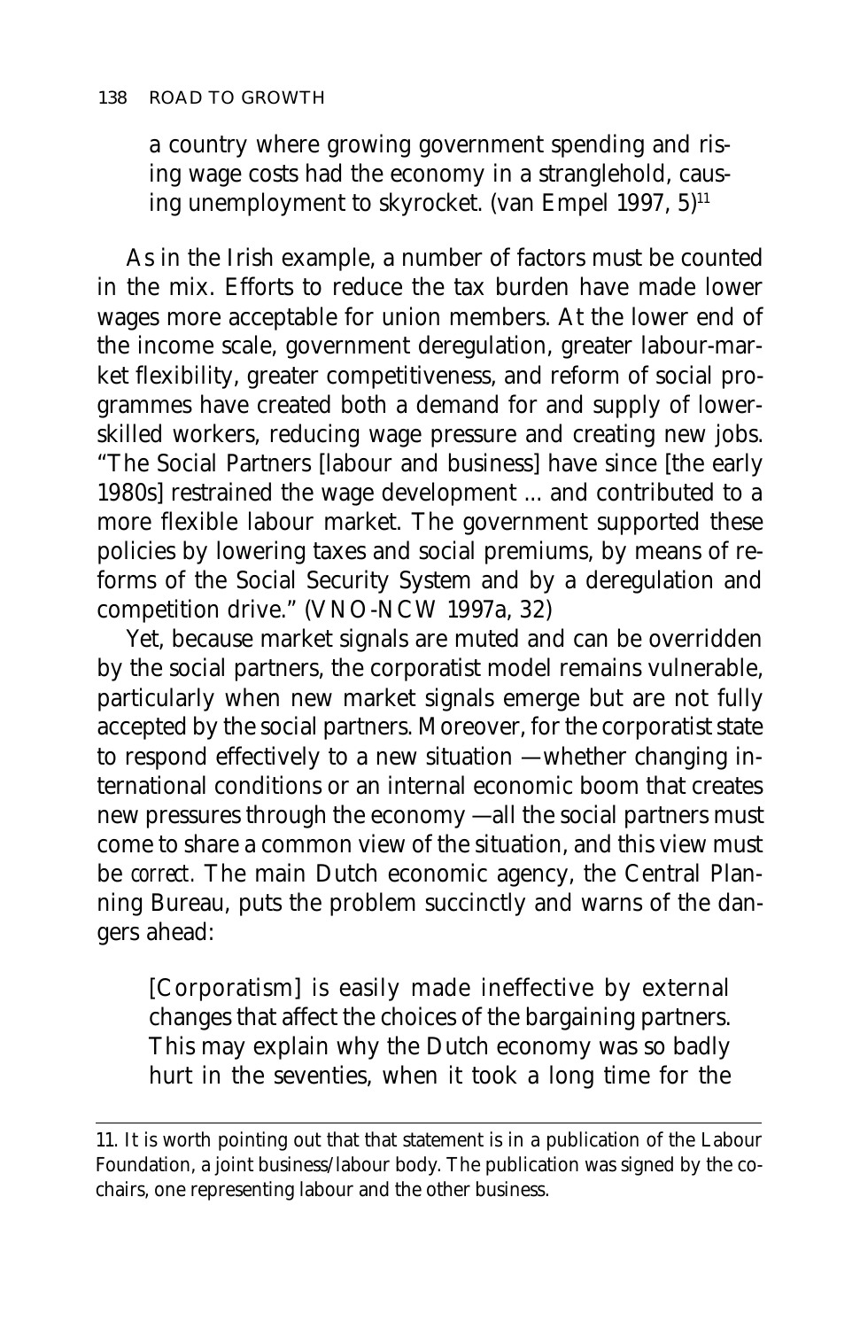> a country where growing government spending and rising wage costs had the economy in a stranglehold, causing unemployment to skyrocket. (van Empel 1997, 5)[11]

As in the Irish example, a number of factors must be counted in the mix. Efforts to reduce the tax burden have made lower wages more acceptable for union members. At the lower end of the income scale, government deregulation, greater labour-market flexibility, greater competitiveness, and reform of social programmes have created both a demand for and supply of lower-skilled workers, reducing wage pressure and creating new jobs. "The Social Partners [labour and business] have since [the early 1980s] restrained the wage development ... and contributed to a more flexible labour market. The government supported these policies by lowering taxes and social premiums, by means of reforms of the Social Security System and by a deregulation and competition drive." (VNO-NCW 1997a, 32)

Yet, because market signals are muted and can be overridden by the social partners, the corporatist model remains vulnerable, particularly when new market signals emerge but are not fully accepted by the social partners. Moreover, for the corporatist state to respond effectively to a new situation —whether changing international conditions or an internal economic boom that creates new pressures through the economy —all the social partners must come to share a common view of the situation, and this view must be *correct*. The main Dutch economic agency, the Central Planning Bureau, puts the problem succinctly and warns of the dangers ahead:

> [Corporatism] is easily made ineffective by external changes that affect the choices of the bargaining partners. This may explain why the Dutch economy was so badly hurt in the seventies, when it took a long time for the

---

11. It is worth pointing out that that statement is in a publication of the Labour Foundation, a joint business/labour body. The publication was signed by the co-chairs, one representing labour and the other business.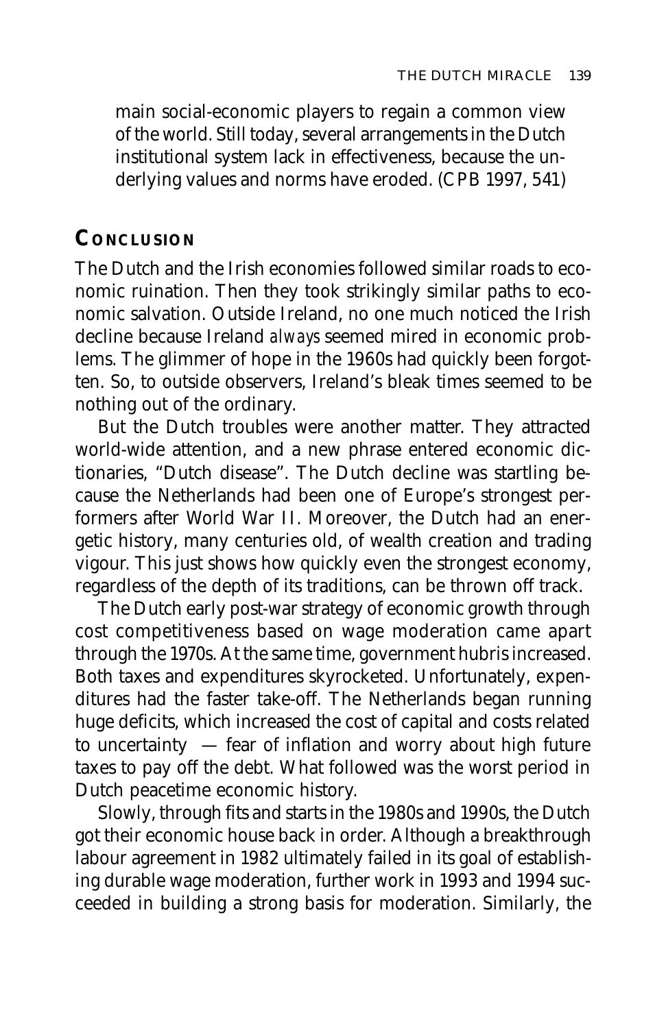main social-economic players to regain a common view of the world. Still today, several arrangements in the Dutch institutional system lack in effectiveness, because the underlying values and norms have eroded. (CPB 1997, 541)

## Conclusion

The Dutch and the Irish economies followed similar roads to economic ruination. Then they took strikingly similar paths to economic salvation. Outside Ireland, no one much noticed the Irish decline because Ireland *always* seemed mired in economic problems. The glimmer of hope in the 1960s had quickly been forgotten. So, to outside observers, Ireland's bleak times seemed to be nothing out of the ordinary.

But the Dutch troubles were another matter. They attracted world-wide attention, and a new phrase entered economic dictionaries, "Dutch disease". The Dutch decline was startling because the Netherlands had been one of Europe's strongest performers after World War II. Moreover, the Dutch had an energetic history, many centuries old, of wealth creation and trading vigour. This just shows how quickly even the strongest economy, regardless of the depth of its traditions, can be thrown off track.

The Dutch early post-war strategy of economic growth through cost competitiveness based on wage moderation came apart through the 1970s. At the same time, government hubris increased. Both taxes and expenditures skyrocketed. Unfortunately, expenditures had the faster take-off. The Netherlands began running huge deficits, which increased the cost of capital and costs related to uncertainty — fear of inflation and worry about high future taxes to pay off the debt. What followed was the worst period in Dutch peacetime economic history.

Slowly, through fits and starts in the 1980s and 1990s, the Dutch got their economic house back in order. Although a breakthrough labour agreement in 1982 ultimately failed in its goal of establishing durable wage moderation, further work in 1993 and 1994 succeeded in building a strong basis for moderation. Similarly, the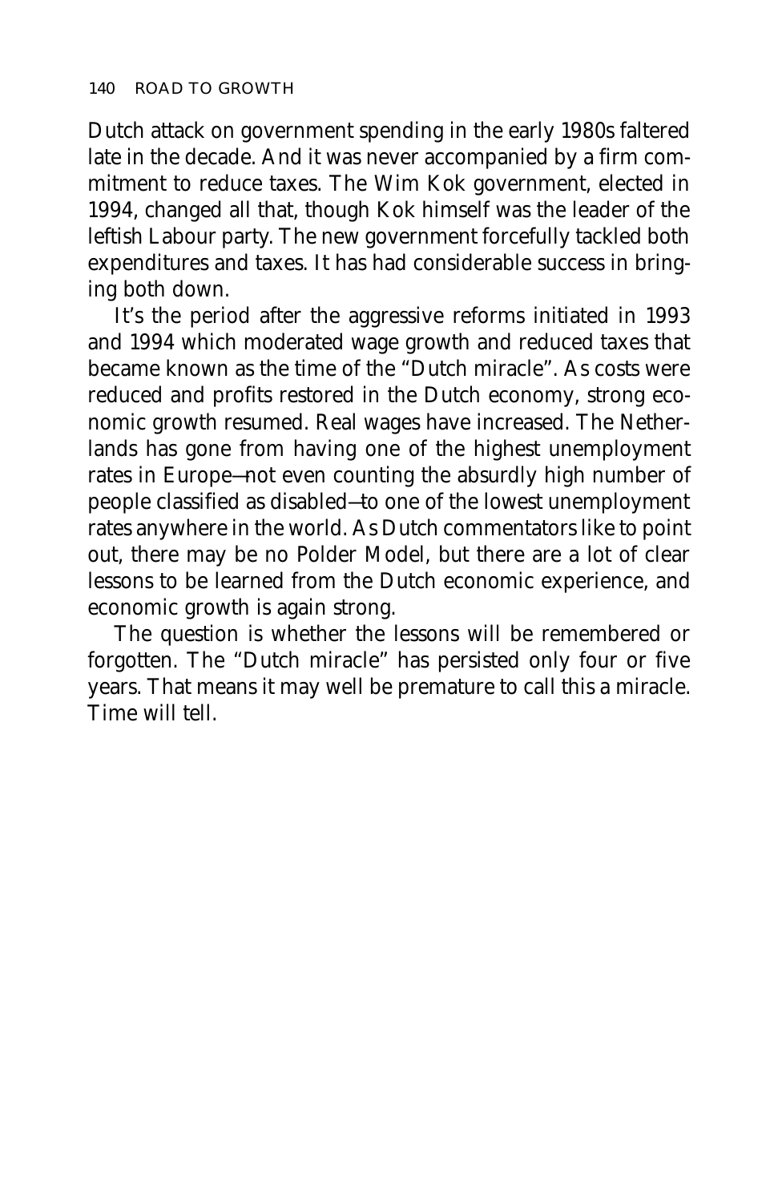Dutch attack on government spending in the early 1980s faltered late in the decade. And it was never accompanied by a firm commitment to reduce taxes. The Wim Kok government, elected in 1994, changed all that, though Kok himself was the leader of the leftish Labour party. The new government forcefully tackled both expenditures and taxes. It has had considerable success in bringing both down.

It's the period after the aggressive reforms initiated in 1993 and 1994 which moderated wage growth and reduced taxes that became known as the time of the "Dutch miracle". As costs were reduced and profits restored in the Dutch economy, strong economic growth resumed. Real wages have increased. The Netherlands has gone from having one of the highest unemployment rates in Europe—not even counting the absurdly high number of people classified as disabled—to one of the lowest unemployment rates anywhere in the world. As Dutch commentators like to point out, there may be no Polder Model, but there are a lot of clear lessons to be learned from the Dutch economic experience, and economic growth is again strong.

The question is whether the lessons will be remembered or forgotten. The "Dutch miracle" has persisted only four or five years. That means it may well be premature to call this a miracle. Time will tell.